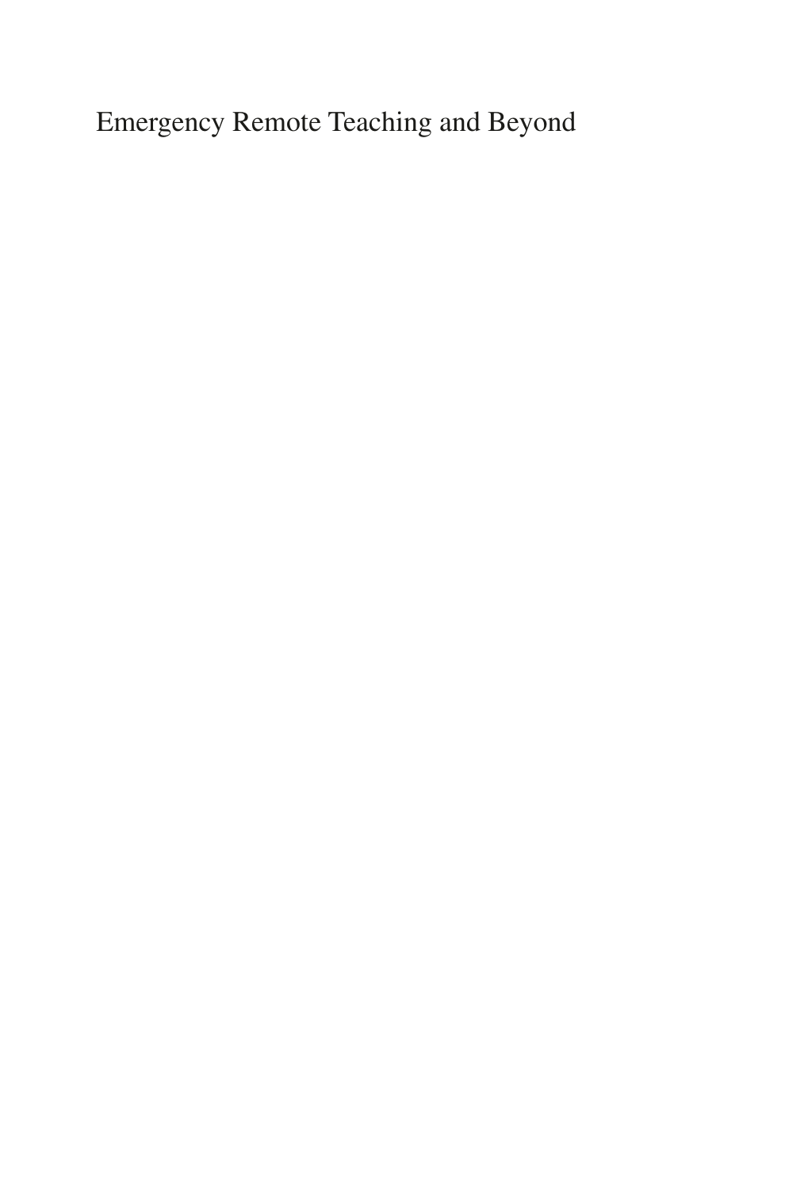Emergency Remote Teaching and Beyond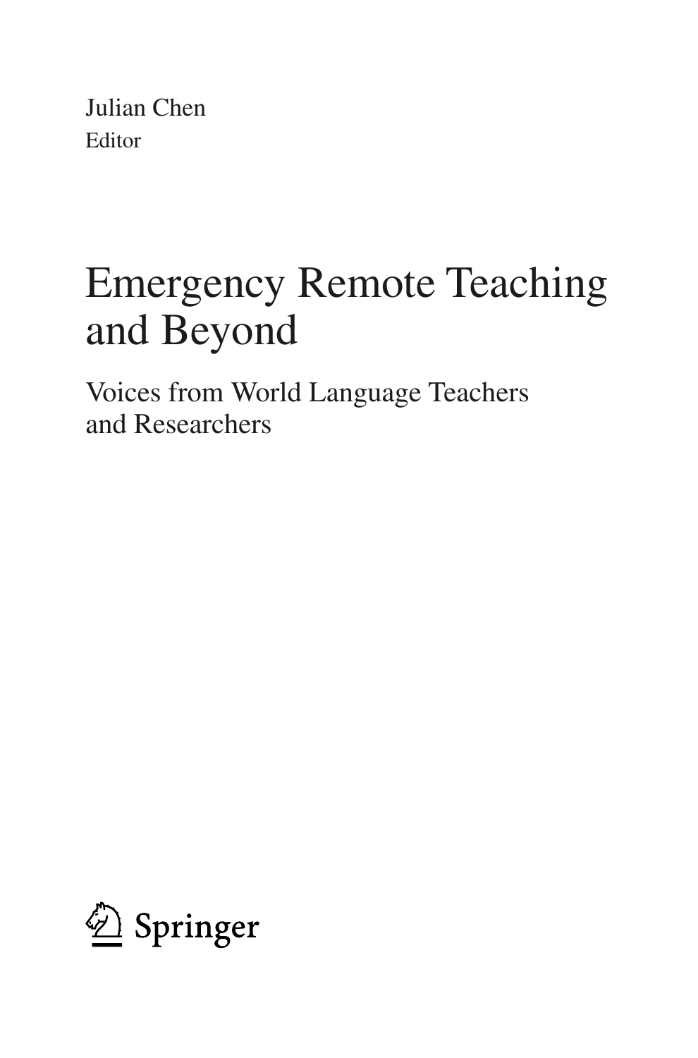Julian Chen
Editor

# Emergency Remote Teaching and Beyond

## Voices from World Language Teachers and Researchers

Springer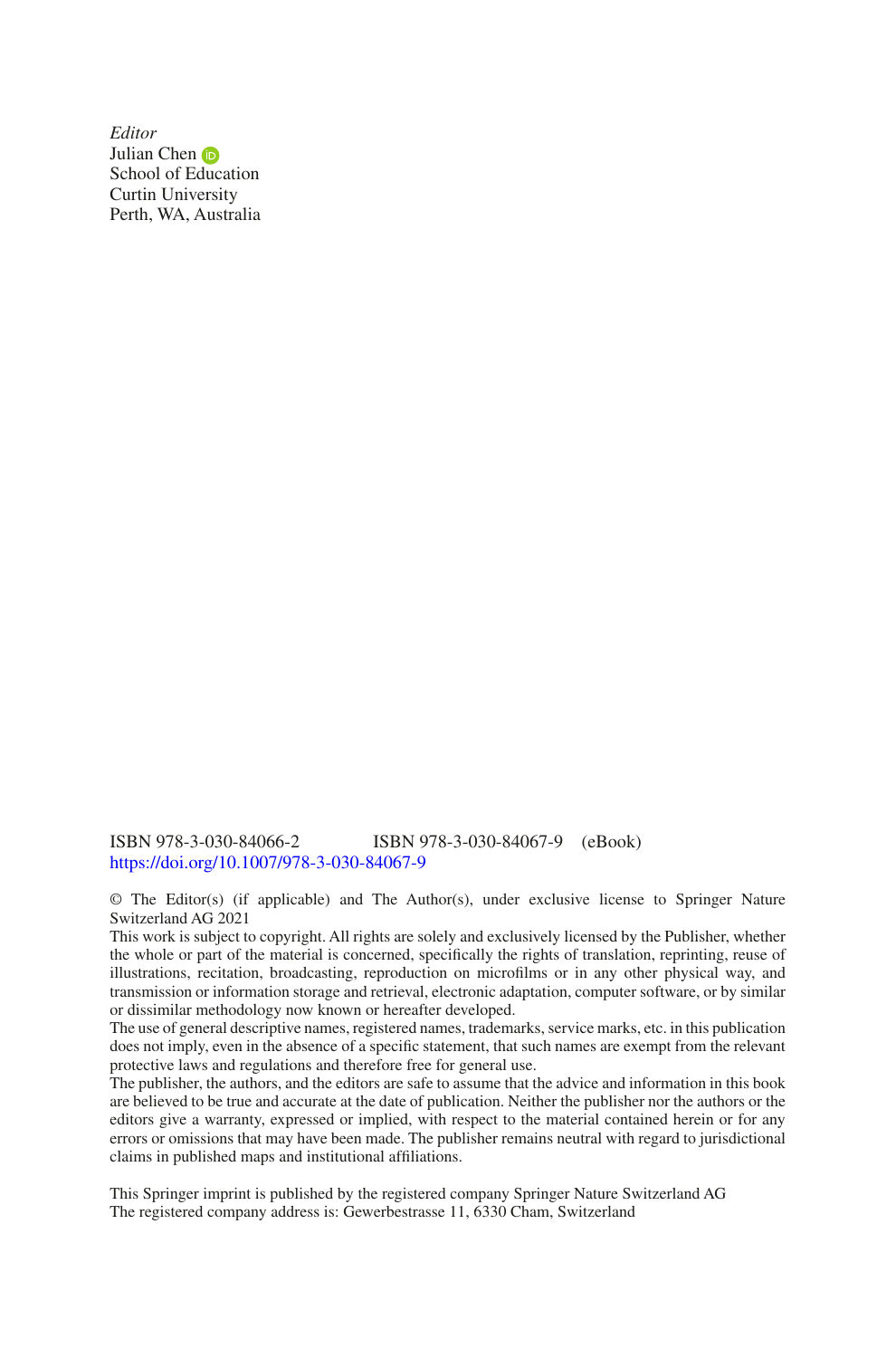*Editor*
Julian Chen
School of Education
Curtin University
Perth, WA, Australia

ISBN 978-3-030-84066-2 ISBN 978-3-030-84067-9 (eBook)
https://doi.org/10.1007/978-3-030-84067-9

© The Editor(s) (if applicable) and The Author(s), under exclusive license to Springer Nature Switzerland AG 2021

This work is subject to copyright. All rights are solely and exclusively licensed by the Publisher, whether the whole or part of the material is concerned, specifically the rights of translation, reprinting, reuse of illustrations, recitation, broadcasting, reproduction on microfilms or in any other physical way, and transmission or information storage and retrieval, electronic adaptation, computer software, or by similar or dissimilar methodology now known or hereafter developed.

The use of general descriptive names, registered names, trademarks, service marks, etc. in this publication does not imply, even in the absence of a specific statement, that such names are exempt from the relevant protective laws and regulations and therefore free for general use.

The publisher, the authors, and the editors are safe to assume that the advice and information in this book are believed to be true and accurate at the date of publication. Neither the publisher nor the authors or the editors give a warranty, expressed or implied, with respect to the material contained herein or for any errors or omissions that may have been made. The publisher remains neutral with regard to jurisdictional claims in published maps and institutional affiliations.

This Springer imprint is published by the registered company Springer Nature Switzerland AG
The registered company address is: Gewerbestrasse 11, 6330 Cham, Switzerland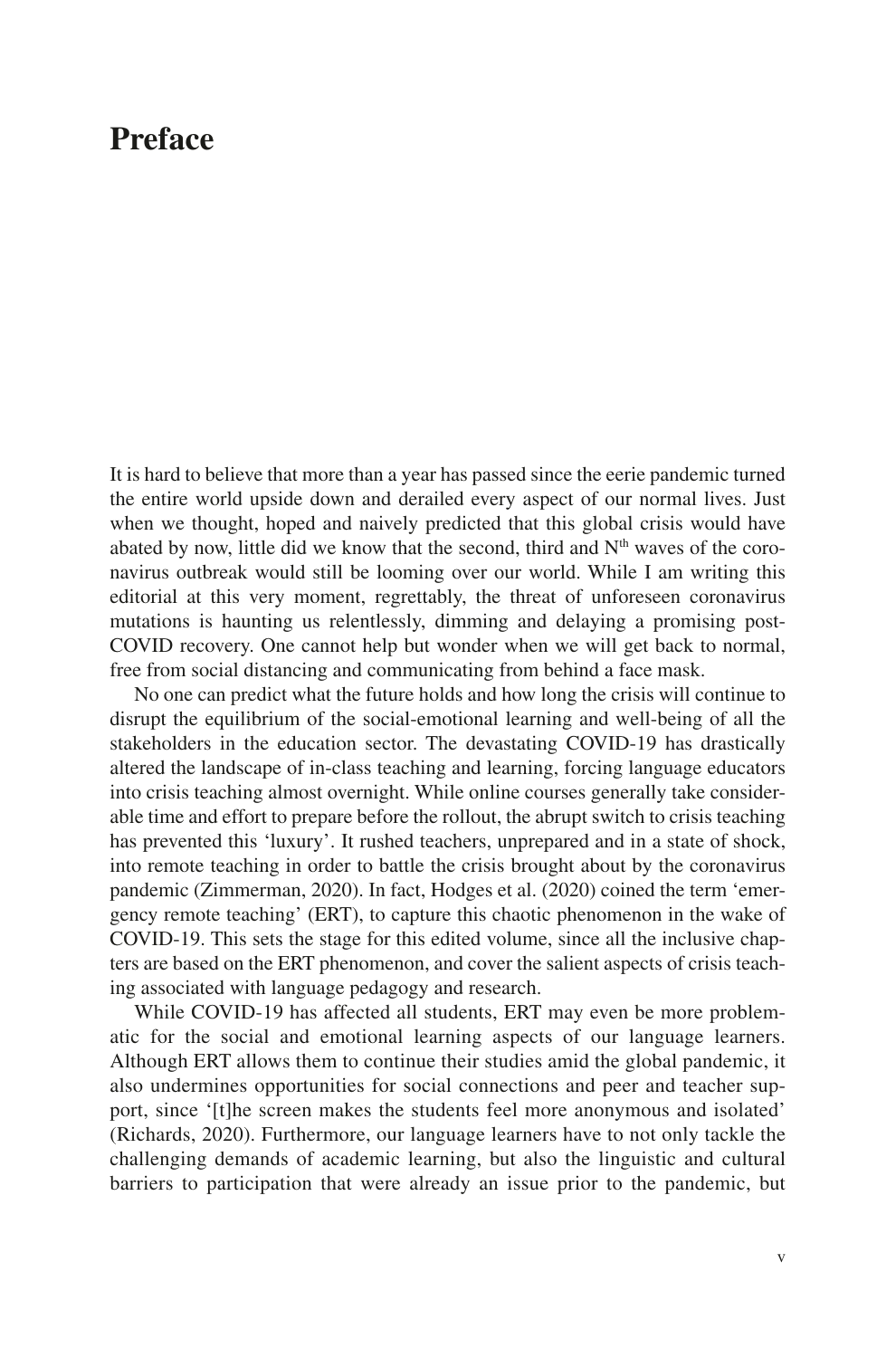# Preface

It is hard to believe that more than a year has passed since the eerie pandemic turned the entire world upside down and derailed every aspect of our normal lives. Just when we thought, hoped and naively predicted that this global crisis would have abated by now, little did we know that the second, third and N$^{th}$ waves of the coronavirus outbreak would still be looming over our world. While I am writing this editorial at this very moment, regrettably, the threat of unforeseen coronavirus mutations is haunting us relentlessly, dimming and delaying a promising post-COVID recovery. One cannot help but wonder when we will get back to normal, free from social distancing and communicating from behind a face mask.

No one can predict what the future holds and how long the crisis will continue to disrupt the equilibrium of the social-emotional learning and well-being of all the stakeholders in the education sector. The devastating COVID-19 has drastically altered the landscape of in-class teaching and learning, forcing language educators into crisis teaching almost overnight. While online courses generally take considerable time and effort to prepare before the rollout, the abrupt switch to crisis teaching has prevented this 'luxury'. It rushed teachers, unprepared and in a state of shock, into remote teaching in order to battle the crisis brought about by the coronavirus pandemic (Zimmerman, 2020). In fact, Hodges et al. (2020) coined the term 'emergency remote teaching' (ERT), to capture this chaotic phenomenon in the wake of COVID-19. This sets the stage for this edited volume, since all the inclusive chapters are based on the ERT phenomenon, and cover the salient aspects of crisis teaching associated with language pedagogy and research.

While COVID-19 has affected all students, ERT may even be more problematic for the social and emotional learning aspects of our language learners. Although ERT allows them to continue their studies amid the global pandemic, it also undermines opportunities for social connections and peer and teacher support, since '[t]he screen makes the students feel more anonymous and isolated' (Richards, 2020). Furthermore, our language learners have to not only tackle the challenging demands of academic learning, but also the linguistic and cultural barriers to participation that were already an issue prior to the pandemic, but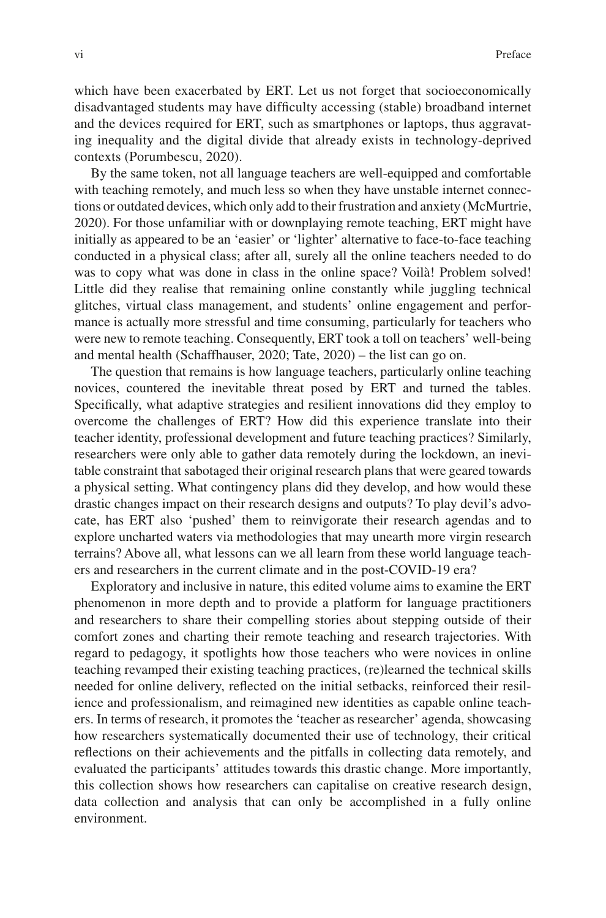which have been exacerbated by ERT. Let us not forget that socioeconomically disadvantaged students may have difficulty accessing (stable) broadband internet and the devices required for ERT, such as smartphones or laptops, thus aggravating inequality and the digital divide that already exists in technology-deprived contexts (Porumbescu, 2020).

By the same token, not all language teachers are well-equipped and comfortable with teaching remotely, and much less so when they have unstable internet connections or outdated devices, which only add to their frustration and anxiety (McMurtrie, 2020). For those unfamiliar with or downplaying remote teaching, ERT might have initially as appeared to be an 'easier' or 'lighter' alternative to face-to-face teaching conducted in a physical class; after all, surely all the online teachers needed to do was to copy what was done in class in the online space? Voilà! Problem solved! Little did they realise that remaining online constantly while juggling technical glitches, virtual class management, and students' online engagement and performance is actually more stressful and time consuming, particularly for teachers who were new to remote teaching. Consequently, ERT took a toll on teachers' well-being and mental health (Schaffhauser, 2020; Tate, 2020) – the list can go on.

The question that remains is how language teachers, particularly online teaching novices, countered the inevitable threat posed by ERT and turned the tables. Specifically, what adaptive strategies and resilient innovations did they employ to overcome the challenges of ERT? How did this experience translate into their teacher identity, professional development and future teaching practices? Similarly, researchers were only able to gather data remotely during the lockdown, an inevitable constraint that sabotaged their original research plans that were geared towards a physical setting. What contingency plans did they develop, and how would these drastic changes impact on their research designs and outputs? To play devil's advocate, has ERT also 'pushed' them to reinvigorate their research agendas and to explore uncharted waters via methodologies that may unearth more virgin research terrains? Above all, what lessons can we all learn from these world language teachers and researchers in the current climate and in the post-COVID-19 era?

Exploratory and inclusive in nature, this edited volume aims to examine the ERT phenomenon in more depth and to provide a platform for language practitioners and researchers to share their compelling stories about stepping outside of their comfort zones and charting their remote teaching and research trajectories. With regard to pedagogy, it spotlights how those teachers who were novices in online teaching revamped their existing teaching practices, (re)learned the technical skills needed for online delivery, reflected on the initial setbacks, reinforced their resilience and professionalism, and reimagined new identities as capable online teachers. In terms of research, it promotes the 'teacher as researcher' agenda, showcasing how researchers systematically documented their use of technology, their critical reflections on their achievements and the pitfalls in collecting data remotely, and evaluated the participants' attitudes towards this drastic change. More importantly, this collection shows how researchers can capitalise on creative research design, data collection and analysis that can only be accomplished in a fully online environment.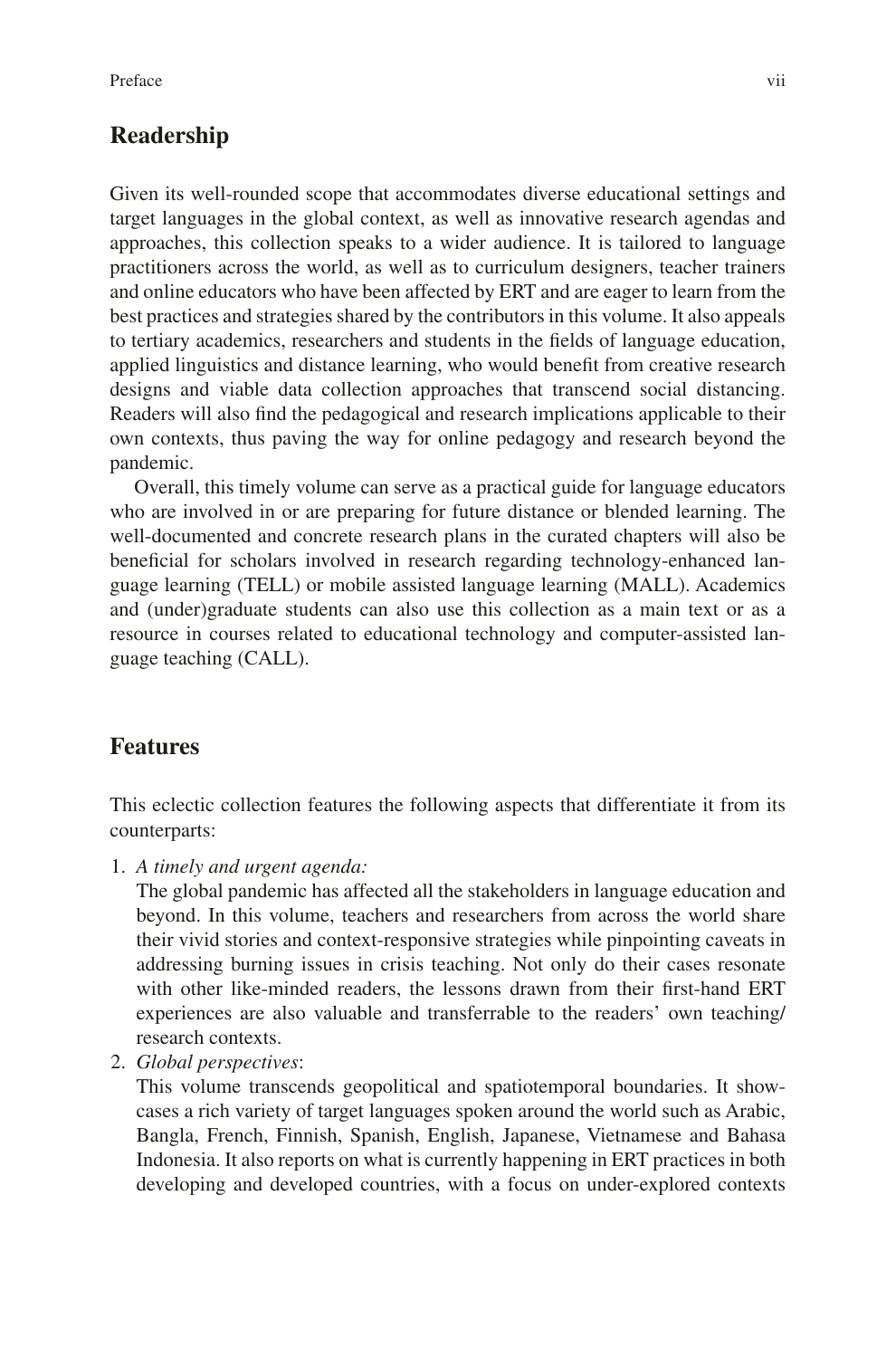## Readership

Given its well-rounded scope that accommodates diverse educational settings and target languages in the global context, as well as innovative research agendas and approaches, this collection speaks to a wider audience. It is tailored to language practitioners across the world, as well as to curriculum designers, teacher trainers and online educators who have been affected by ERT and are eager to learn from the best practices and strategies shared by the contributors in this volume. It also appeals to tertiary academics, researchers and students in the fields of language education, applied linguistics and distance learning, who would benefit from creative research designs and viable data collection approaches that transcend social distancing. Readers will also find the pedagogical and research implications applicable to their own contexts, thus paving the way for online pedagogy and research beyond the pandemic.

Overall, this timely volume can serve as a practical guide for language educators who are involved in or are preparing for future distance or blended learning. The well-documented and concrete research plans in the curated chapters will also be beneficial for scholars involved in research regarding technology-enhanced language learning (TELL) or mobile assisted language learning (MALL). Academics and (under)graduate students can also use this collection as a main text or as a resource in courses related to educational technology and computer-assisted language teaching (CALL).

## Features

This eclectic collection features the following aspects that differentiate it from its counterparts:

1. *A timely and urgent agenda:*
   The global pandemic has affected all the stakeholders in language education and beyond. In this volume, teachers and researchers from across the world share their vivid stories and context-responsive strategies while pinpointing caveats in addressing burning issues in crisis teaching. Not only do their cases resonate with other like-minded readers, the lessons drawn from their first-hand ERT experiences are also valuable and transferrable to the readers' own teaching/research contexts.
2. *Global perspectives*:
   This volume transcends geopolitical and spatiotemporal boundaries. It showcases a rich variety of target languages spoken around the world such as Arabic, Bangla, French, Finnish, Spanish, English, Japanese, Vietnamese and Bahasa Indonesia. It also reports on what is currently happening in ERT practices in both developing and developed countries, with a focus on under-explored contexts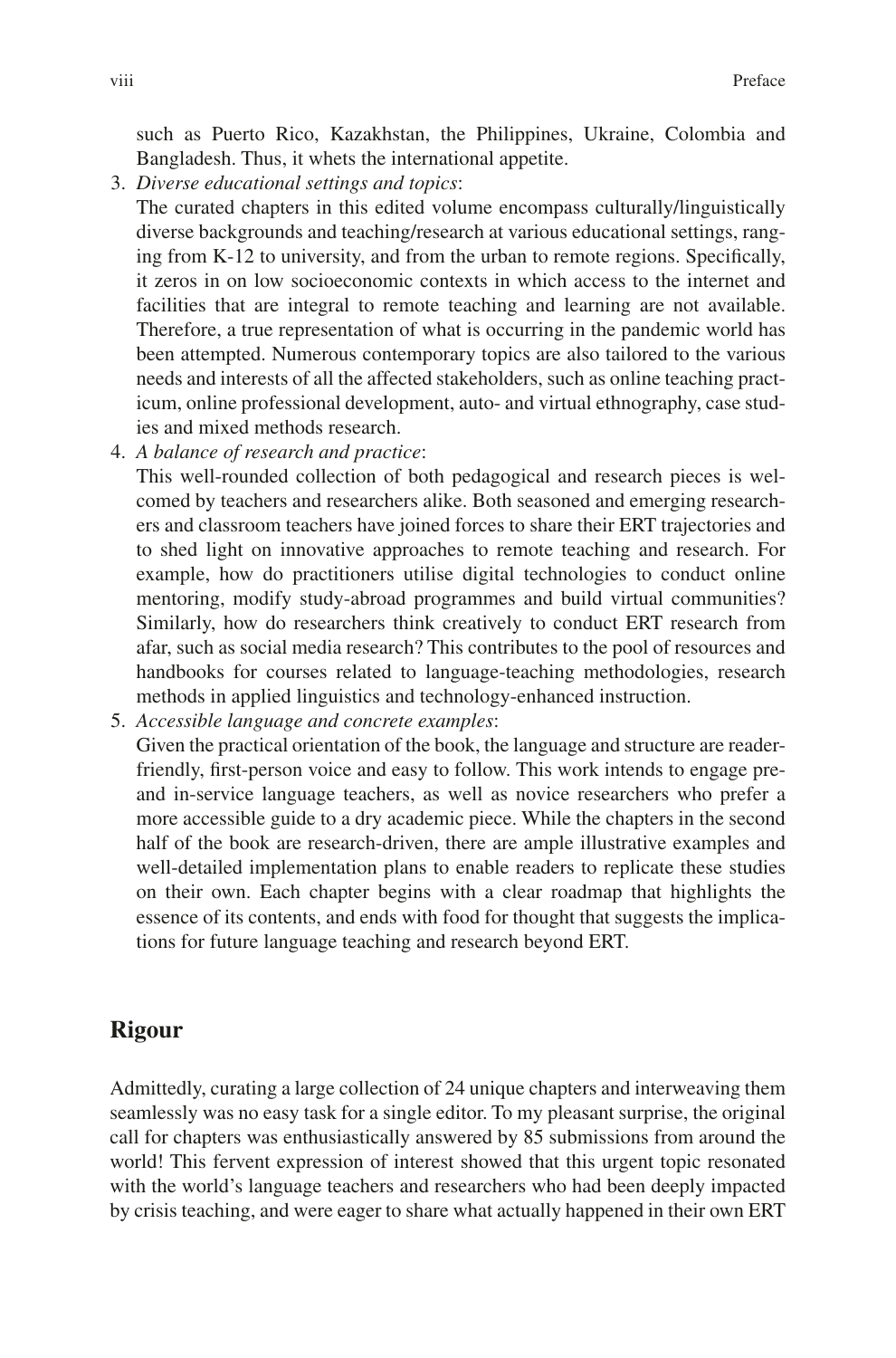such as Puerto Rico, Kazakhstan, the Philippines, Ukraine, Colombia and Bangladesh. Thus, it whets the international appetite.

3. *Diverse educational settings and topics*:
   The curated chapters in this edited volume encompass culturally/linguistically diverse backgrounds and teaching/research at various educational settings, ranging from K-12 to university, and from the urban to remote regions. Specifically, it zeros in on low socioeconomic contexts in which access to the internet and facilities that are integral to remote teaching and learning are not available. Therefore, a true representation of what is occurring in the pandemic world has been attempted. Numerous contemporary topics are also tailored to the various needs and interests of all the affected stakeholders, such as online teaching practicum, online professional development, auto- and virtual ethnography, case studies and mixed methods research.
4. *A balance of research and practice*:
   This well-rounded collection of both pedagogical and research pieces is welcomed by teachers and researchers alike. Both seasoned and emerging researchers and classroom teachers have joined forces to share their ERT trajectories and to shed light on innovative approaches to remote teaching and research. For example, how do practitioners utilise digital technologies to conduct online mentoring, modify study-abroad programmes and build virtual communities? Similarly, how do researchers think creatively to conduct ERT research from afar, such as social media research? This contributes to the pool of resources and handbooks for courses related to language-teaching methodologies, research methods in applied linguistics and technology-enhanced instruction.
5. *Accessible language and concrete examples*:
   Given the practical orientation of the book, the language and structure are reader-friendly, first-person voice and easy to follow. This work intends to engage pre- and in-service language teachers, as well as novice researchers who prefer a more accessible guide to a dry academic piece. While the chapters in the second half of the book are research-driven, there are ample illustrative examples and well-detailed implementation plans to enable readers to replicate these studies on their own. Each chapter begins with a clear roadmap that highlights the essence of its contents, and ends with food for thought that suggests the implications for future language teaching and research beyond ERT.

## Rigour

Admittedly, curating a large collection of 24 unique chapters and interweaving them seamlessly was no easy task for a single editor. To my pleasant surprise, the original call for chapters was enthusiastically answered by 85 submissions from around the world! This fervent expression of interest showed that this urgent topic resonated with the world's language teachers and researchers who had been deeply impacted by crisis teaching, and were eager to share what actually happened in their own ERT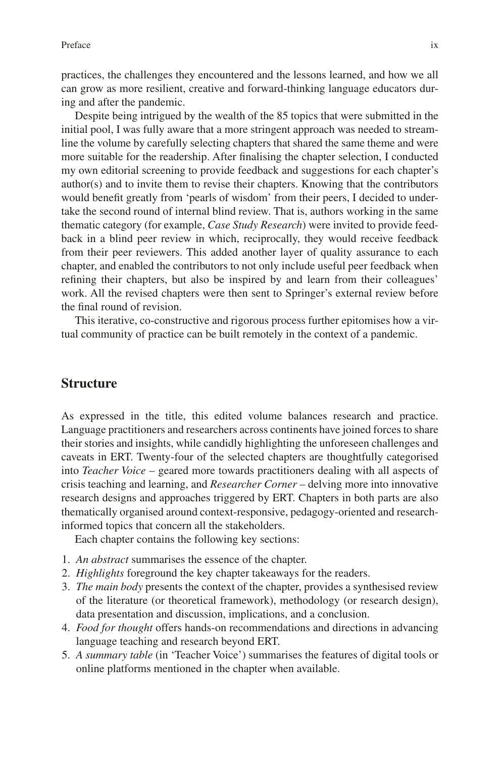practices, the challenges they encountered and the lessons learned, and how we all can grow as more resilient, creative and forward-thinking language educators during and after the pandemic.

Despite being intrigued by the wealth of the 85 topics that were submitted in the initial pool, I was fully aware that a more stringent approach was needed to streamline the volume by carefully selecting chapters that shared the same theme and were more suitable for the readership. After finalising the chapter selection, I conducted my own editorial screening to provide feedback and suggestions for each chapter's author(s) and to invite them to revise their chapters. Knowing that the contributors would benefit greatly from 'pearls of wisdom' from their peers, I decided to undertake the second round of internal blind review. That is, authors working in the same thematic category (for example, *Case Study Research*) were invited to provide feedback in a blind peer review in which, reciprocally, they would receive feedback from their peer reviewers. This added another layer of quality assurance to each chapter, and enabled the contributors to not only include useful peer feedback when refining their chapters, but also be inspired by and learn from their colleagues' work. All the revised chapters were then sent to Springer's external review before the final round of revision.

This iterative, co-constructive and rigorous process further epitomises how a virtual community of practice can be built remotely in the context of a pandemic.

## Structure

As expressed in the title, this edited volume balances research and practice. Language practitioners and researchers across continents have joined forces to share their stories and insights, while candidly highlighting the unforeseen challenges and caveats in ERT. Twenty-four of the selected chapters are thoughtfully categorised into *Teacher Voice* – geared more towards practitioners dealing with all aspects of crisis teaching and learning, and *Researcher Corner* – delving more into innovative research designs and approaches triggered by ERT. Chapters in both parts are also thematically organised around context-responsive, pedagogy-oriented and research-informed topics that concern all the stakeholders.

Each chapter contains the following key sections:

1. *An abstract* summarises the essence of the chapter.
2. *Highlights* foreground the key chapter takeaways for the readers.
3. *The main body* presents the context of the chapter, provides a synthesised review of the literature (or theoretical framework), methodology (or research design), data presentation and discussion, implications, and a conclusion.
4. *Food for thought* offers hands-on recommendations and directions in advancing language teaching and research beyond ERT.
5. *A summary table* (in 'Teacher Voice') summarises the features of digital tools or online platforms mentioned in the chapter when available.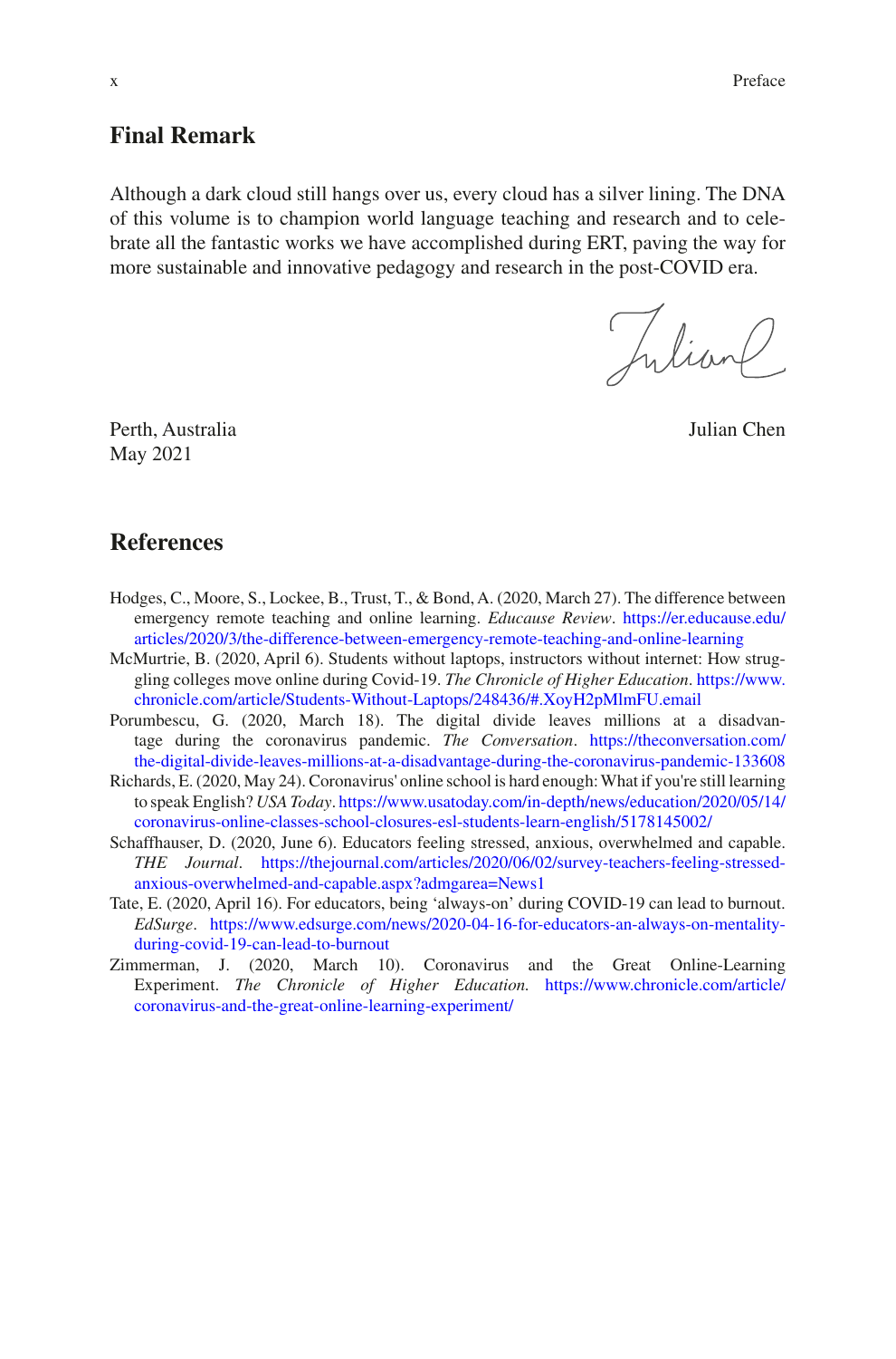## Final Remark

Although a dark cloud still hangs over us, every cloud has a silver lining. The DNA of this volume is to champion world language teaching and research and to celebrate all the fantastic works we have accomplished during ERT, paving the way for more sustainable and innovative pedagogy and research in the post-COVID era.

Perth, Australia
May 2021

Julian Chen

## References

Hodges, C., Moore, S., Lockee, B., Trust, T., & Bond, A. (2020, March 27). The difference between emergency remote teaching and online learning. *Educause Review*. https://er.educause.edu/articles/2020/3/the-difference-between-emergency-remote-teaching-and-online-learning

McMurtrie, B. (2020, April 6). Students without laptops, instructors without internet: How struggling colleges move online during Covid-19. *The Chronicle of Higher Education*. https://www.chronicle.com/article/Students-Without-Laptops/248436/#.XoyH2pMlmFU.email

Porumbescu, G. (2020, March 18). The digital divide leaves millions at a disadvantage during the coronavirus pandemic. *The Conversation*. https://theconversation.com/the-digital-divide-leaves-millions-at-a-disadvantage-during-the-coronavirus-pandemic-133608

Richards, E. (2020, May 24). Coronavirus' online school is hard enough: What if you're still learning to speak English? *USA Today*. https://www.usatoday.com/in-depth/news/education/2020/05/14/coronavirus-online-classes-school-closures-esl-students-learn-english/5178145002/

Schaffhauser, D. (2020, June 6). Educators feeling stressed, anxious, overwhelmed and capable. *THE Journal*. https://thejournal.com/articles/2020/06/02/survey-teachers-feeling-stressed-anxious-overwhelmed-and-capable.aspx?admgarea=News1

Tate, E. (2020, April 16). For educators, being 'always-on' during COVID-19 can lead to burnout. *EdSurge*. https://www.edsurge.com/news/2020-04-16-for-educators-an-always-on-mentality-during-covid-19-can-lead-to-burnout

Zimmerman, J. (2020, March 10). Coronavirus and the Great Online-Learning Experiment. *The Chronicle of Higher Education.* https://www.chronicle.com/article/coronavirus-and-the-great-online-learning-experiment/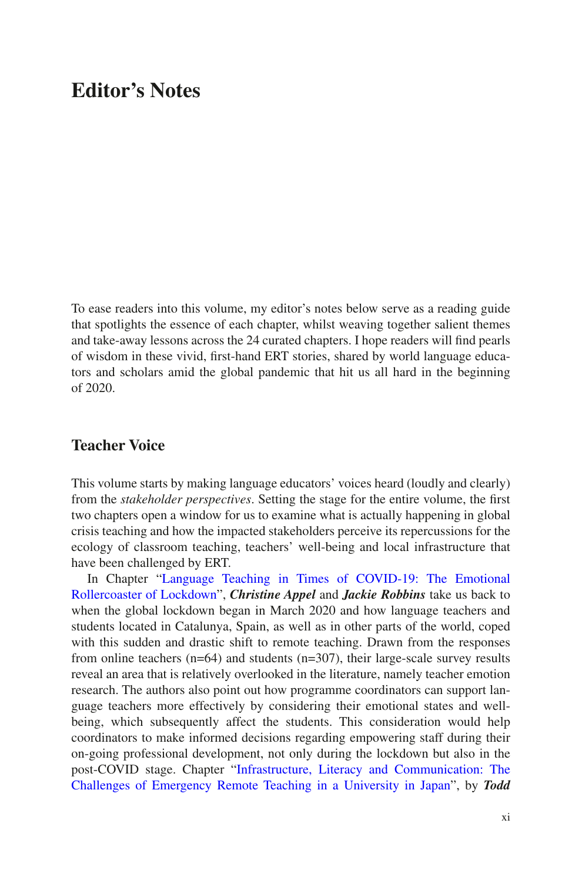# Editor's Notes

To ease readers into this volume, my editor's notes below serve as a reading guide that spotlights the essence of each chapter, whilst weaving together salient themes and take-away lessons across the 24 curated chapters. I hope readers will find pearls of wisdom in these vivid, first-hand ERT stories, shared by world language educators and scholars amid the global pandemic that hit us all hard in the beginning of 2020.

## Teacher Voice

This volume starts by making language educators' voices heard (loudly and clearly) from the *stakeholder perspectives*. Setting the stage for the entire volume, the first two chapters open a window for us to examine what is actually happening in global crisis teaching and how the impacted stakeholders perceive its repercussions for the ecology of classroom teaching, teachers' well-being and local infrastructure that have been challenged by ERT.

In Chapter "Language Teaching in Times of COVID-19: The Emotional Rollercoaster of Lockdown", ***Christine Appel*** and ***Jackie Robbins*** take us back to when the global lockdown began in March 2020 and how language teachers and students located in Catalunya, Spain, as well as in other parts of the world, coped with this sudden and drastic shift to remote teaching. Drawn from the responses from online teachers (n=64) and students (n=307), their large-scale survey results reveal an area that is relatively overlooked in the literature, namely teacher emotion research. The authors also point out how programme coordinators can support language teachers more effectively by considering their emotional states and well-being, which subsequently affect the students. This consideration would help coordinators to make informed decisions regarding empowering staff during their on-going professional development, not only during the lockdown but also in the post-COVID stage. Chapter "Infrastructure, Literacy and Communication: The Challenges of Emergency Remote Teaching in a University in Japan", by ***Todd***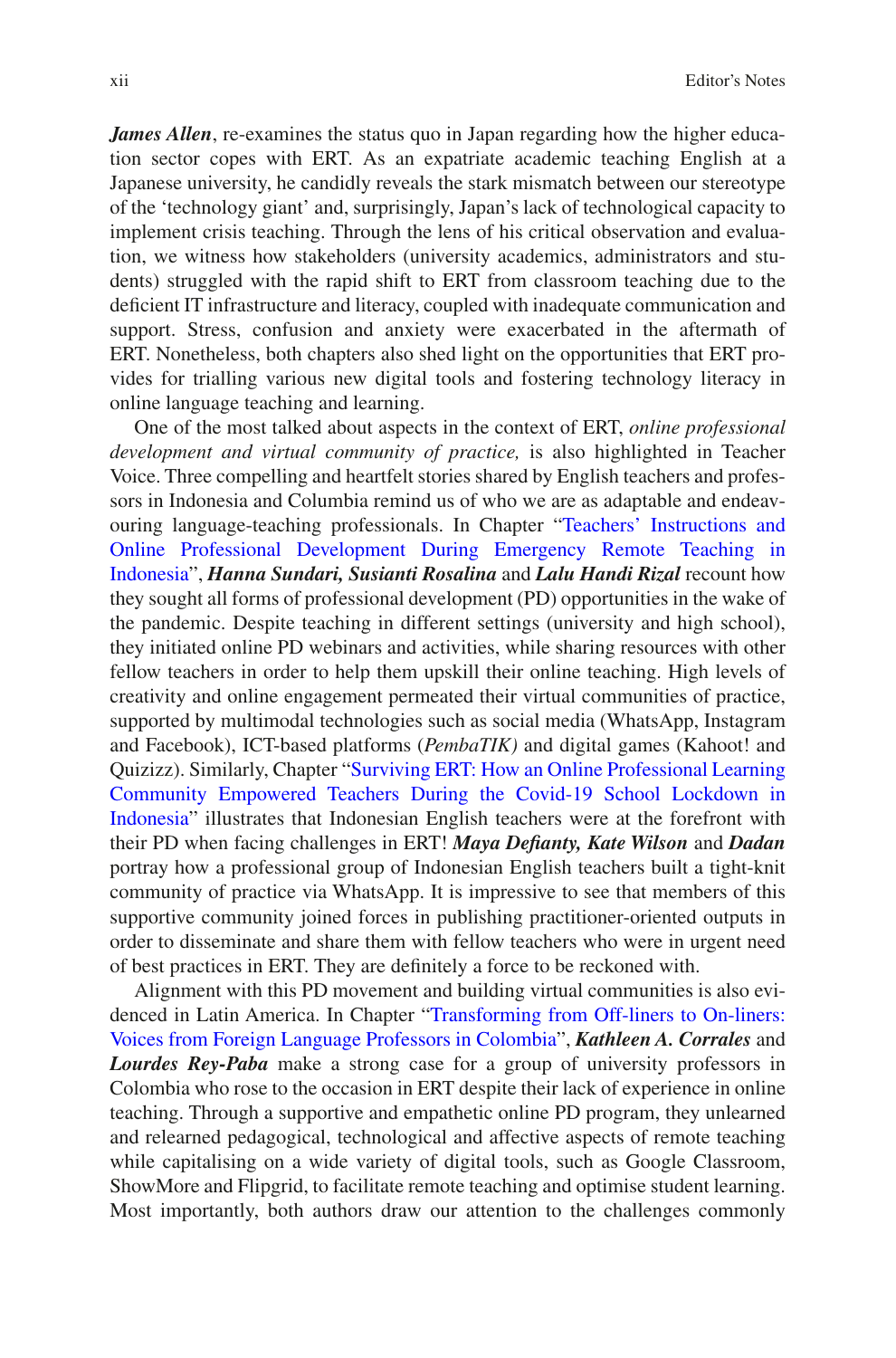***James Allen***, re-examines the status quo in Japan regarding how the higher education sector copes with ERT. As an expatriate academic teaching English at a Japanese university, he candidly reveals the stark mismatch between our stereotype of the 'technology giant' and, surprisingly, Japan's lack of technological capacity to implement crisis teaching. Through the lens of his critical observation and evaluation, we witness how stakeholders (university academics, administrators and students) struggled with the rapid shift to ERT from classroom teaching due to the deficient IT infrastructure and literacy, coupled with inadequate communication and support. Stress, confusion and anxiety were exacerbated in the aftermath of ERT. Nonetheless, both chapters also shed light on the opportunities that ERT provides for trialling various new digital tools and fostering technology literacy in online language teaching and learning.

One of the most talked about aspects in the context of ERT, *online professional development and virtual community of practice,* is also highlighted in Teacher Voice. Three compelling and heartfelt stories shared by English teachers and professors in Indonesia and Columbia remind us of who we are as adaptable and endeavouring language-teaching professionals. In Chapter "Teachers' Instructions and Online Professional Development During Emergency Remote Teaching in Indonesia", ***Hanna Sundari, Susianti Rosalina*** and ***Lalu Handi Rizal*** recount how they sought all forms of professional development (PD) opportunities in the wake of the pandemic. Despite teaching in different settings (university and high school), they initiated online PD webinars and activities, while sharing resources with other fellow teachers in order to help them upskill their online teaching. High levels of creativity and online engagement permeated their virtual communities of practice, supported by multimodal technologies such as social media (WhatsApp, Instagram and Facebook), ICT-based platforms (*PembaTIK)* and digital games (Kahoot! and Quizizz). Similarly, Chapter "Surviving ERT: How an Online Professional Learning Community Empowered Teachers During the Covid-19 School Lockdown in Indonesia" illustrates that Indonesian English teachers were at the forefront with their PD when facing challenges in ERT! ***Maya Defianty, Kate Wilson*** and ***Dadan*** portray how a professional group of Indonesian English teachers built a tight-knit community of practice via WhatsApp. It is impressive to see that members of this supportive community joined forces in publishing practitioner-oriented outputs in order to disseminate and share them with fellow teachers who were in urgent need of best practices in ERT. They are definitely a force to be reckoned with.

Alignment with this PD movement and building virtual communities is also evidenced in Latin America. In Chapter "Transforming from Off-liners to On-liners: Voices from Foreign Language Professors in Colombia", ***Kathleen A. Corrales*** and ***Lourdes Rey-Paba*** make a strong case for a group of university professors in Colombia who rose to the occasion in ERT despite their lack of experience in online teaching. Through a supportive and empathetic online PD program, they unlearned and relearned pedagogical, technological and affective aspects of remote teaching while capitalising on a wide variety of digital tools, such as Google Classroom, ShowMore and Flipgrid, to facilitate remote teaching and optimise student learning. Most importantly, both authors draw our attention to the challenges commonly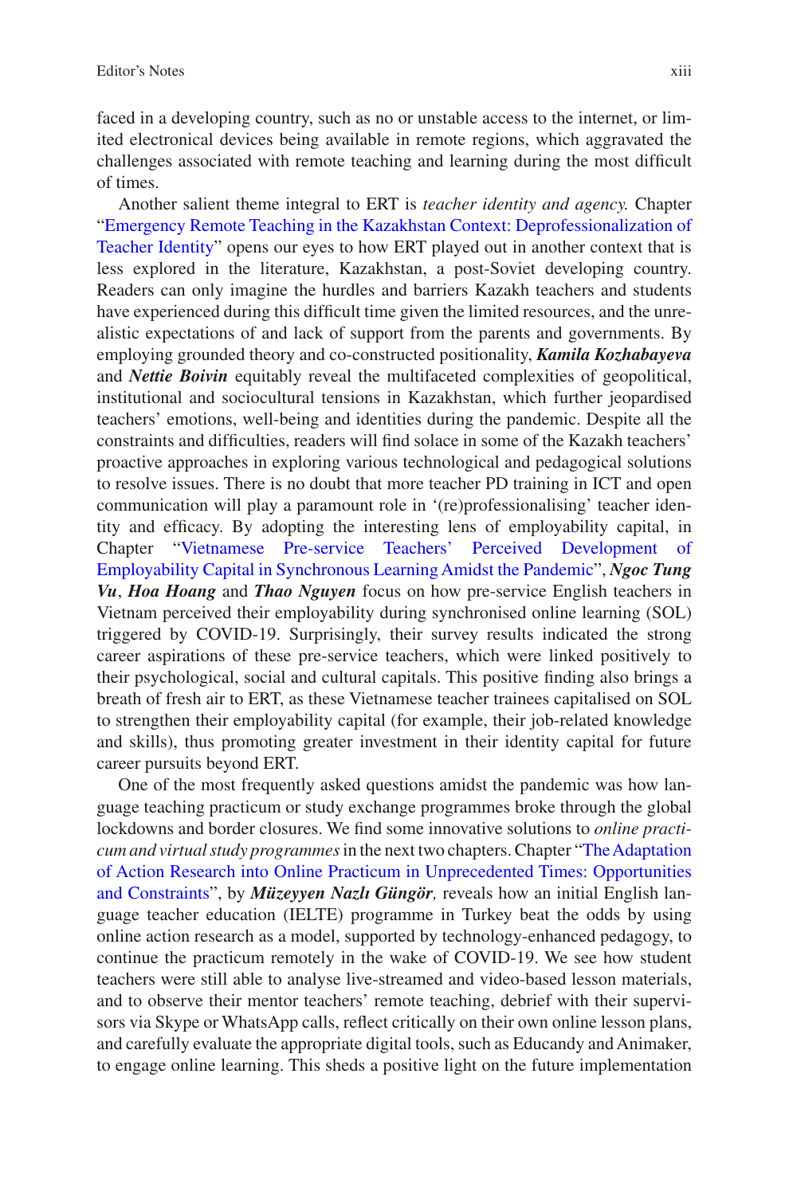faced in a developing country, such as no or unstable access to the internet, or limited electronical devices being available in remote regions, which aggravated the challenges associated with remote teaching and learning during the most difficult of times.

Another salient theme integral to ERT is *teacher identity and agency.* Chapter "Emergency Remote Teaching in the Kazakhstan Context: Deprofessionalization of Teacher Identity" opens our eyes to how ERT played out in another context that is less explored in the literature, Kazakhstan, a post-Soviet developing country. Readers can only imagine the hurdles and barriers Kazakh teachers and students have experienced during this difficult time given the limited resources, and the unrealistic expectations of and lack of support from the parents and governments. By employing grounded theory and co-constructed positionality, ***Kamila Kozhabayeva*** and ***Nettie Boivin*** equitably reveal the multifaceted complexities of geopolitical, institutional and sociocultural tensions in Kazakhstan, which further jeopardised teachers' emotions, well-being and identities during the pandemic. Despite all the constraints and difficulties, readers will find solace in some of the Kazakh teachers' proactive approaches in exploring various technological and pedagogical solutions to resolve issues. There is no doubt that more teacher PD training in ICT and open communication will play a paramount role in '(re)professionalising' teacher identity and efficacy. By adopting the interesting lens of employability capital, in Chapter "Vietnamese Pre-service Teachers' Perceived Development of Employability Capital in Synchronous Learning Amidst the Pandemic", ***Ngoc Tung Vu***, ***Hoa Hoang*** and ***Thao Nguyen*** focus on how pre-service English teachers in Vietnam perceived their employability during synchronised online learning (SOL) triggered by COVID-19. Surprisingly, their survey results indicated the strong career aspirations of these pre-service teachers, which were linked positively to their psychological, social and cultural capitals. This positive finding also brings a breath of fresh air to ERT, as these Vietnamese teacher trainees capitalised on SOL to strengthen their employability capital (for example, their job-related knowledge and skills), thus promoting greater investment in their identity capital for future career pursuits beyond ERT.

One of the most frequently asked questions amidst the pandemic was how language teaching practicum or study exchange programmes broke through the global lockdowns and border closures. We find some innovative solutions to *online practicum and virtual study programmes* in the next two chapters. Chapter "The Adaptation of Action Research into Online Practicum in Unprecedented Times: Opportunities and Constraints", by ***Müzeyyen Nazlı Güngör,*** reveals how an initial English language teacher education (IELTE) programme in Turkey beat the odds by using online action research as a model, supported by technology-enhanced pedagogy, to continue the practicum remotely in the wake of COVID-19. We see how student teachers were still able to analyse live-streamed and video-based lesson materials, and to observe their mentor teachers' remote teaching, debrief with their supervisors via Skype or WhatsApp calls, reflect critically on their own online lesson plans, and carefully evaluate the appropriate digital tools, such as Educandy and Animaker, to engage online learning. This sheds a positive light on the future implementation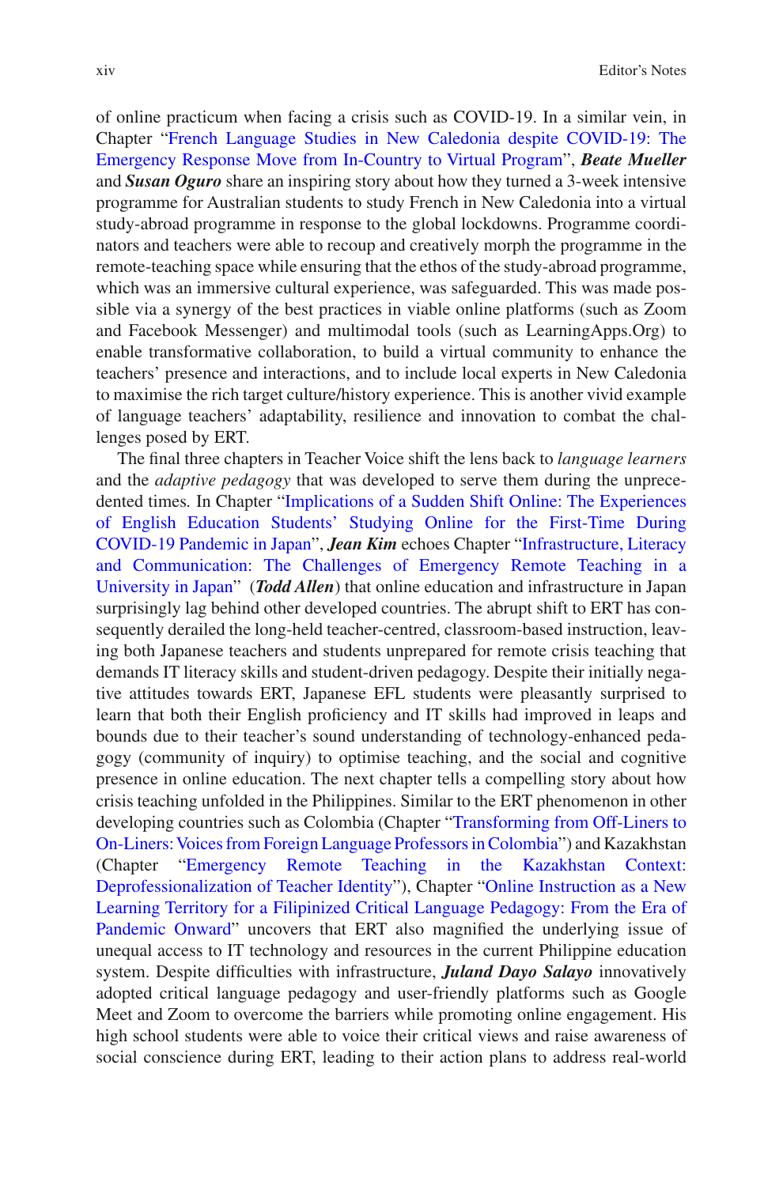of online practicum when facing a crisis such as COVID-19. In a similar vein, in Chapter "French Language Studies in New Caledonia despite COVID-19: The Emergency Response Move from In-Country to Virtual Program", ***Beate Mueller*** and ***Susan Oguro*** share an inspiring story about how they turned a 3-week intensive programme for Australian students to study French in New Caledonia into a virtual study-abroad programme in response to the global lockdowns. Programme coordinators and teachers were able to recoup and creatively morph the programme in the remote-teaching space while ensuring that the ethos of the study-abroad programme, which was an immersive cultural experience, was safeguarded. This was made possible via a synergy of the best practices in viable online platforms (such as Zoom and Facebook Messenger) and multimodal tools (such as LearningApps.Org) to enable transformative collaboration, to build a virtual community to enhance the teachers' presence and interactions, and to include local experts in New Caledonia to maximise the rich target culture/history experience. This is another vivid example of language teachers' adaptability, resilience and innovation to combat the challenges posed by ERT.

The final three chapters in Teacher Voice shift the lens back to *language learners* and the *adaptive pedagogy* that was developed to serve them during the unprecedented times. In Chapter "Implications of a Sudden Shift Online: The Experiences of English Education Students' Studying Online for the First-Time During COVID-19 Pandemic in Japan", ***Jean Kim*** echoes Chapter "Infrastructure, Literacy and Communication: The Challenges of Emergency Remote Teaching in a University in Japan" (***Todd Allen***) that online education and infrastructure in Japan surprisingly lag behind other developed countries. The abrupt shift to ERT has consequently derailed the long-held teacher-centred, classroom-based instruction, leaving both Japanese teachers and students unprepared for remote crisis teaching that demands IT literacy skills and student-driven pedagogy. Despite their initially negative attitudes towards ERT, Japanese EFL students were pleasantly surprised to learn that both their English proficiency and IT skills had improved in leaps and bounds due to their teacher's sound understanding of technology-enhanced pedagogy (community of inquiry) to optimise teaching, and the social and cognitive presence in online education. The next chapter tells a compelling story about how crisis teaching unfolded in the Philippines. Similar to the ERT phenomenon in other developing countries such as Colombia (Chapter "Transforming from Off-Liners to On-Liners: Voices from Foreign Language Professors in Colombia") and Kazakhstan (Chapter "Emergency Remote Teaching in the Kazakhstan Context: Deprofessionalization of Teacher Identity"), Chapter "Online Instruction as a New Learning Territory for a Filipinized Critical Language Pedagogy: From the Era of Pandemic Onward" uncovers that ERT also magnified the underlying issue of unequal access to IT technology and resources in the current Philippine education system. Despite difficulties with infrastructure, ***Juland Dayo Salayo*** innovatively adopted critical language pedagogy and user-friendly platforms such as Google Meet and Zoom to overcome the barriers while promoting online engagement. His high school students were able to voice their critical views and raise awareness of social conscience during ERT, leading to their action plans to address real-world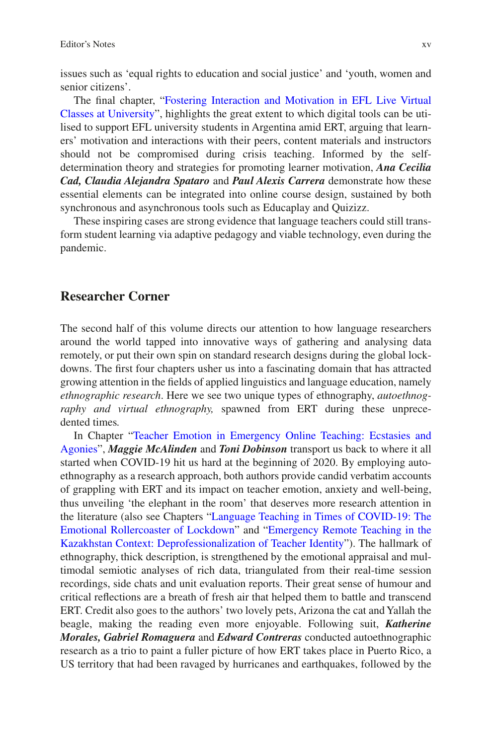issues such as 'equal rights to education and social justice' and 'youth, women and senior citizens'.

The final chapter, "Fostering Interaction and Motivation in EFL Live Virtual Classes at University", highlights the great extent to which digital tools can be utilised to support EFL university students in Argentina amid ERT, arguing that learners' motivation and interactions with their peers, content materials and instructors should not be compromised during crisis teaching. Informed by the self-determination theory and strategies for promoting learner motivation, ***Ana Cecilia Cad, Claudia Alejandra Spataro*** and ***Paul Alexis Carrera*** demonstrate how these essential elements can be integrated into online course design, sustained by both synchronous and asynchronous tools such as Educaplay and Quizizz.

These inspiring cases are strong evidence that language teachers could still transform student learning via adaptive pedagogy and viable technology, even during the pandemic.

## Researcher Corner

The second half of this volume directs our attention to how language researchers around the world tapped into innovative ways of gathering and analysing data remotely, or put their own spin on standard research designs during the global lockdowns. The first four chapters usher us into a fascinating domain that has attracted growing attention in the fields of applied linguistics and language education, namely *ethnographic research*. Here we see two unique types of ethnography, *autoethnography and virtual ethnography,* spawned from ERT during these unprecedented times.

In Chapter "Teacher Emotion in Emergency Online Teaching: Ecstasies and Agonies", ***Maggie McAlinden*** and ***Toni Dobinson*** transport us back to where it all started when COVID-19 hit us hard at the beginning of 2020. By employing autoethnography as a research approach, both authors provide candid verbatim accounts of grappling with ERT and its impact on teacher emotion, anxiety and well-being, thus unveiling 'the elephant in the room' that deserves more research attention in the literature (also see Chapters "Language Teaching in Times of COVID-19: The Emotional Rollercoaster of Lockdown" and "Emergency Remote Teaching in the Kazakhstan Context: Deprofessionalization of Teacher Identity"). The hallmark of ethnography, thick description, is strengthened by the emotional appraisal and multimodal semiotic analyses of rich data, triangulated from their real-time session recordings, side chats and unit evaluation reports. Their great sense of humour and critical reflections are a breath of fresh air that helped them to battle and transcend ERT. Credit also goes to the authors' two lovely pets, Arizona the cat and Yallah the beagle, making the reading even more enjoyable. Following suit, ***Katherine Morales, Gabriel Romaguera*** and ***Edward Contreras*** conducted autoethnographic research as a trio to paint a fuller picture of how ERT takes place in Puerto Rico, a US territory that had been ravaged by hurricanes and earthquakes, followed by the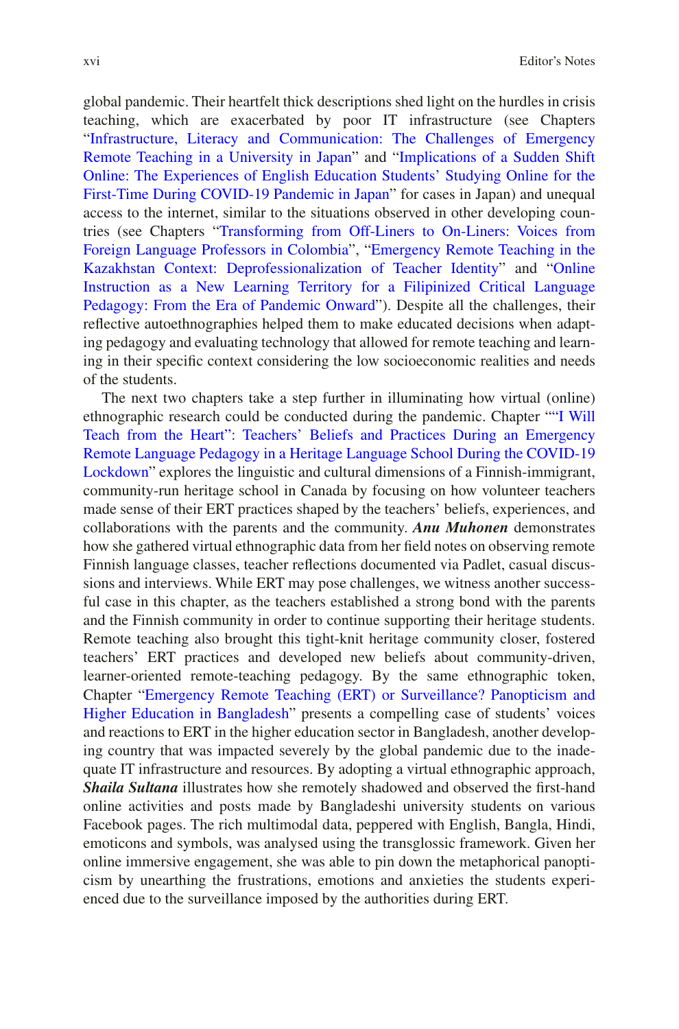global pandemic. Their heartfelt thick descriptions shed light on the hurdles in crisis teaching, which are exacerbated by poor IT infrastructure (see Chapters "Infrastructure, Literacy and Communication: The Challenges of Emergency Remote Teaching in a University in Japan" and "Implications of a Sudden Shift Online: The Experiences of English Education Students' Studying Online for the First-Time During COVID-19 Pandemic in Japan" for cases in Japan) and unequal access to the internet, similar to the situations observed in other developing countries (see Chapters "Transforming from Off-Liners to On-Liners: Voices from Foreign Language Professors in Colombia", "Emergency Remote Teaching in the Kazakhstan Context: Deprofessionalization of Teacher Identity" and "Online Instruction as a New Learning Territory for a Filipinized Critical Language Pedagogy: From the Era of Pandemic Onward"). Despite all the challenges, their reflective autoethnographies helped them to make educated decisions when adapting pedagogy and evaluating technology that allowed for remote teaching and learning in their specific context considering the low socioeconomic realities and needs of the students.

The next two chapters take a step further in illuminating how virtual (online) ethnographic research could be conducted during the pandemic. Chapter ""I Will Teach from the Heart": Teachers' Beliefs and Practices During an Emergency Remote Language Pedagogy in a Heritage Language School During the COVID-19 Lockdown" explores the linguistic and cultural dimensions of a Finnish-immigrant, community-run heritage school in Canada by focusing on how volunteer teachers made sense of their ERT practices shaped by the teachers' beliefs, experiences, and collaborations with the parents and the community. ***Anu Muhonen*** demonstrates how she gathered virtual ethnographic data from her field notes on observing remote Finnish language classes, teacher reflections documented via Padlet, casual discussions and interviews. While ERT may pose challenges, we witness another successful case in this chapter, as the teachers established a strong bond with the parents and the Finnish community in order to continue supporting their heritage students. Remote teaching also brought this tight-knit heritage community closer, fostered teachers' ERT practices and developed new beliefs about community-driven, learner-oriented remote-teaching pedagogy. By the same ethnographic token, Chapter "Emergency Remote Teaching (ERT) or Surveillance? Panopticism and Higher Education in Bangladesh" presents a compelling case of students' voices and reactions to ERT in the higher education sector in Bangladesh, another developing country that was impacted severely by the global pandemic due to the inadequate IT infrastructure and resources. By adopting a virtual ethnographic approach, ***Shaila Sultana*** illustrates how she remotely shadowed and observed the first-hand online activities and posts made by Bangladeshi university students on various Facebook pages. The rich multimodal data, peppered with English, Bangla, Hindi, emoticons and symbols, was analysed using the transglossic framework. Given her online immersive engagement, she was able to pin down the metaphorical panopticism by unearthing the frustrations, emotions and anxieties the students experienced due to the surveillance imposed by the authorities during ERT.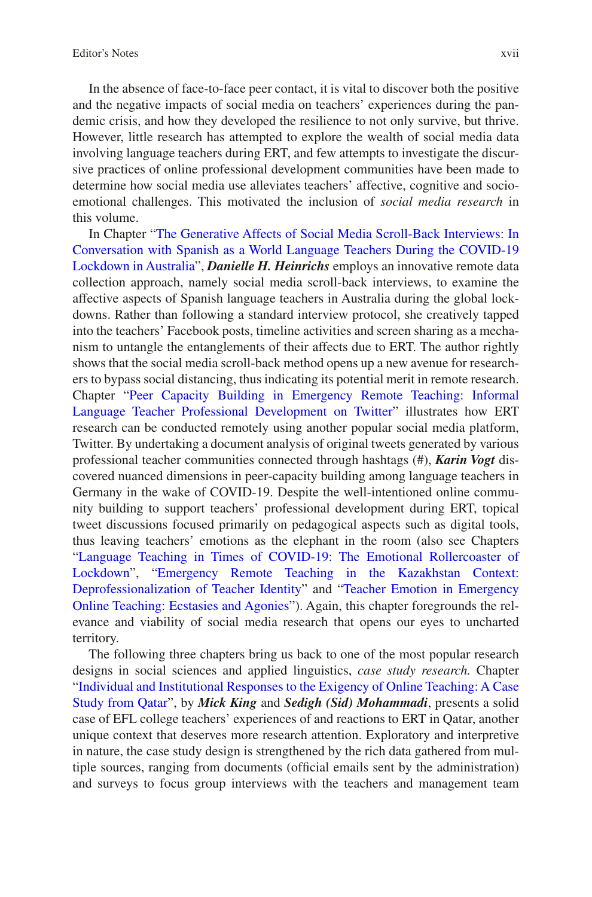In the absence of face-to-face peer contact, it is vital to discover both the positive and the negative impacts of social media on teachers' experiences during the pandemic crisis, and how they developed the resilience to not only survive, but thrive. However, little research has attempted to explore the wealth of social media data involving language teachers during ERT, and few attempts to investigate the discursive practices of online professional development communities have been made to determine how social media use alleviates teachers' affective, cognitive and socio-emotional challenges. This motivated the inclusion of *social media research* in this volume.

In Chapter "The Generative Affects of Social Media Scroll-Back Interviews: In Conversation with Spanish as a World Language Teachers During the COVID-19 Lockdown in Australia", ***Danielle H. Heinrichs*** employs an innovative remote data collection approach, namely social media scroll-back interviews, to examine the affective aspects of Spanish language teachers in Australia during the global lockdowns. Rather than following a standard interview protocol, she creatively tapped into the teachers' Facebook posts, timeline activities and screen sharing as a mechanism to untangle the entanglements of their affects due to ERT. The author rightly shows that the social media scroll-back method opens up a new avenue for researchers to bypass social distancing, thus indicating its potential merit in remote research. Chapter "Peer Capacity Building in Emergency Remote Teaching: Informal Language Teacher Professional Development on Twitter" illustrates how ERT research can be conducted remotely using another popular social media platform, Twitter. By undertaking a document analysis of original tweets generated by various professional teacher communities connected through hashtags (#), ***Karin Vogt*** discovered nuanced dimensions in peer-capacity building among language teachers in Germany in the wake of COVID-19. Despite the well-intentioned online community building to support teachers' professional development during ERT, topical tweet discussions focused primarily on pedagogical aspects such as digital tools, thus leaving teachers' emotions as the elephant in the room (also see Chapters "Language Teaching in Times of COVID-19: The Emotional Rollercoaster of Lockdown", "Emergency Remote Teaching in the Kazakhstan Context: Deprofessionalization of Teacher Identity" and "Teacher Emotion in Emergency Online Teaching: Ecstasies and Agonies"). Again, this chapter foregrounds the relevance and viability of social media research that opens our eyes to uncharted territory.

The following three chapters bring us back to one of the most popular research designs in social sciences and applied linguistics, *case study research.* Chapter "Individual and Institutional Responses to the Exigency of Online Teaching: A Case Study from Qatar", by ***Mick King*** and ***Sedigh (Sid) Mohammadi***, presents a solid case of EFL college teachers' experiences of and reactions to ERT in Qatar, another unique context that deserves more research attention. Exploratory and interpretive in nature, the case study design is strengthened by the rich data gathered from multiple sources, ranging from documents (official emails sent by the administration) and surveys to focus group interviews with the teachers and management team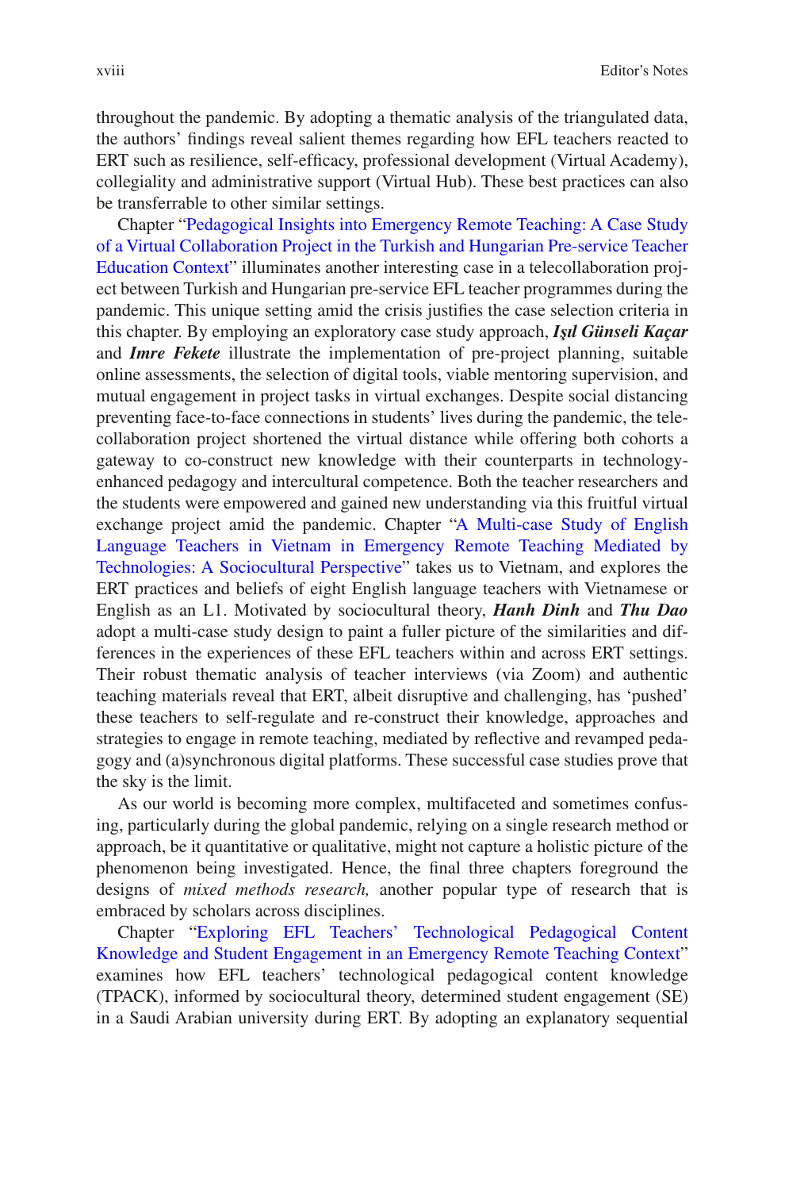throughout the pandemic. By adopting a thematic analysis of the triangulated data, the authors' findings reveal salient themes regarding how EFL teachers reacted to ERT such as resilience, self-efficacy, professional development (Virtual Academy), collegiality and administrative support (Virtual Hub). These best practices can also be transferrable to other similar settings.

Chapter "Pedagogical Insights into Emergency Remote Teaching: A Case Study of a Virtual Collaboration Project in the Turkish and Hungarian Pre-service Teacher Education Context" illuminates another interesting case in a telecollaboration project between Turkish and Hungarian pre-service EFL teacher programmes during the pandemic. This unique setting amid the crisis justifies the case selection criteria in this chapter. By employing an exploratory case study approach, ***Işıl Günseli Kaçar*** and ***Imre Fekete*** illustrate the implementation of pre-project planning, suitable online assessments, the selection of digital tools, viable mentoring supervision, and mutual engagement in project tasks in virtual exchanges. Despite social distancing preventing face-to-face connections in students' lives during the pandemic, the telecollaboration project shortened the virtual distance while offering both cohorts a gateway to co-construct new knowledge with their counterparts in technology-enhanced pedagogy and intercultural competence. Both the teacher researchers and the students were empowered and gained new understanding via this fruitful virtual exchange project amid the pandemic. Chapter "A Multi-case Study of English Language Teachers in Vietnam in Emergency Remote Teaching Mediated by Technologies: A Sociocultural Perspective" takes us to Vietnam, and explores the ERT practices and beliefs of eight English language teachers with Vietnamese or English as an L1. Motivated by sociocultural theory, ***Hanh Dinh*** and ***Thu Dao*** adopt a multi-case study design to paint a fuller picture of the similarities and differences in the experiences of these EFL teachers within and across ERT settings. Their robust thematic analysis of teacher interviews (via Zoom) and authentic teaching materials reveal that ERT, albeit disruptive and challenging, has 'pushed' these teachers to self-regulate and re-construct their knowledge, approaches and strategies to engage in remote teaching, mediated by reflective and revamped pedagogy and (a)synchronous digital platforms. These successful case studies prove that the sky is the limit.

As our world is becoming more complex, multifaceted and sometimes confusing, particularly during the global pandemic, relying on a single research method or approach, be it quantitative or qualitative, might not capture a holistic picture of the phenomenon being investigated. Hence, the final three chapters foreground the designs of *mixed methods research,* another popular type of research that is embraced by scholars across disciplines.

Chapter "Exploring EFL Teachers' Technological Pedagogical Content Knowledge and Student Engagement in an Emergency Remote Teaching Context" examines how EFL teachers' technological pedagogical content knowledge (TPACK), informed by sociocultural theory, determined student engagement (SE) in a Saudi Arabian university during ERT. By adopting an explanatory sequential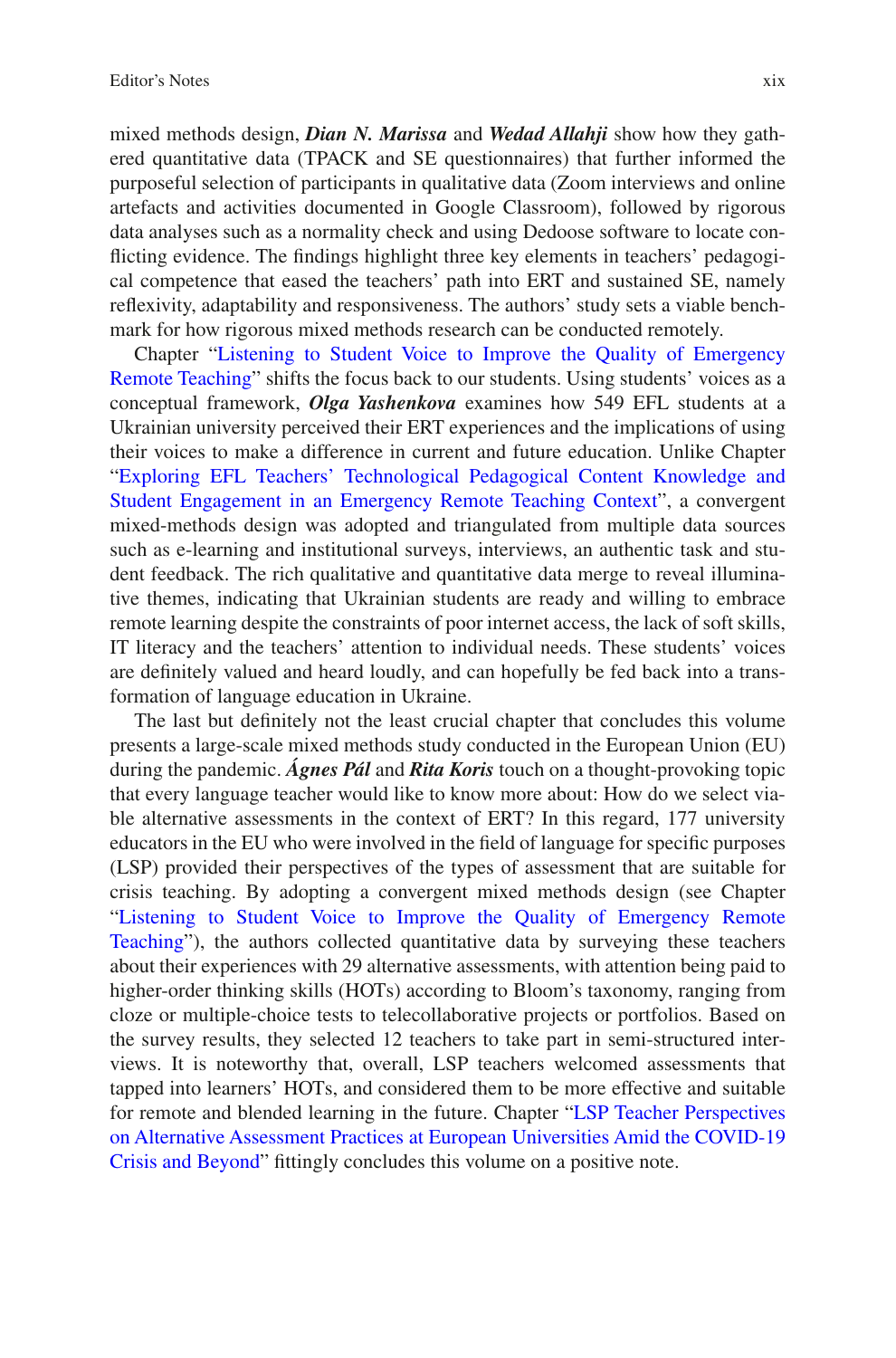mixed methods design, ***Dian N. Marissa*** and ***Wedad Allahji*** show how they gathered quantitative data (TPACK and SE questionnaires) that further informed the purposeful selection of participants in qualitative data (Zoom interviews and online artefacts and activities documented in Google Classroom), followed by rigorous data analyses such as a normality check and using Dedoose software to locate conflicting evidence. The findings highlight three key elements in teachers' pedagogical competence that eased the teachers' path into ERT and sustained SE, namely reflexivity, adaptability and responsiveness. The authors' study sets a viable benchmark for how rigorous mixed methods research can be conducted remotely.

Chapter "Listening to Student Voice to Improve the Quality of Emergency Remote Teaching" shifts the focus back to our students. Using students' voices as a conceptual framework, ***Olga Yashenkova*** examines how 549 EFL students at a Ukrainian university perceived their ERT experiences and the implications of using their voices to make a difference in current and future education. Unlike Chapter "Exploring EFL Teachers' Technological Pedagogical Content Knowledge and Student Engagement in an Emergency Remote Teaching Context", a convergent mixed-methods design was adopted and triangulated from multiple data sources such as e-learning and institutional surveys, interviews, an authentic task and student feedback. The rich qualitative and quantitative data merge to reveal illuminative themes, indicating that Ukrainian students are ready and willing to embrace remote learning despite the constraints of poor internet access, the lack of soft skills, IT literacy and the teachers' attention to individual needs. These students' voices are definitely valued and heard loudly, and can hopefully be fed back into a transformation of language education in Ukraine.

The last but definitely not the least crucial chapter that concludes this volume presents a large-scale mixed methods study conducted in the European Union (EU) during the pandemic. ***Ágnes Pál*** and ***Rita Koris*** touch on a thought-provoking topic that every language teacher would like to know more about: How do we select viable alternative assessments in the context of ERT? In this regard, 177 university educators in the EU who were involved in the field of language for specific purposes (LSP) provided their perspectives of the types of assessment that are suitable for crisis teaching. By adopting a convergent mixed methods design (see Chapter "Listening to Student Voice to Improve the Quality of Emergency Remote Teaching"), the authors collected quantitative data by surveying these teachers about their experiences with 29 alternative assessments, with attention being paid to higher-order thinking skills (HOTs) according to Bloom's taxonomy, ranging from cloze or multiple-choice tests to telecollaborative projects or portfolios. Based on the survey results, they selected 12 teachers to take part in semi-structured interviews. It is noteworthy that, overall, LSP teachers welcomed assessments that tapped into learners' HOTs, and considered them to be more effective and suitable for remote and blended learning in the future. Chapter "LSP Teacher Perspectives on Alternative Assessment Practices at European Universities Amid the COVID-19 Crisis and Beyond" fittingly concludes this volume on a positive note.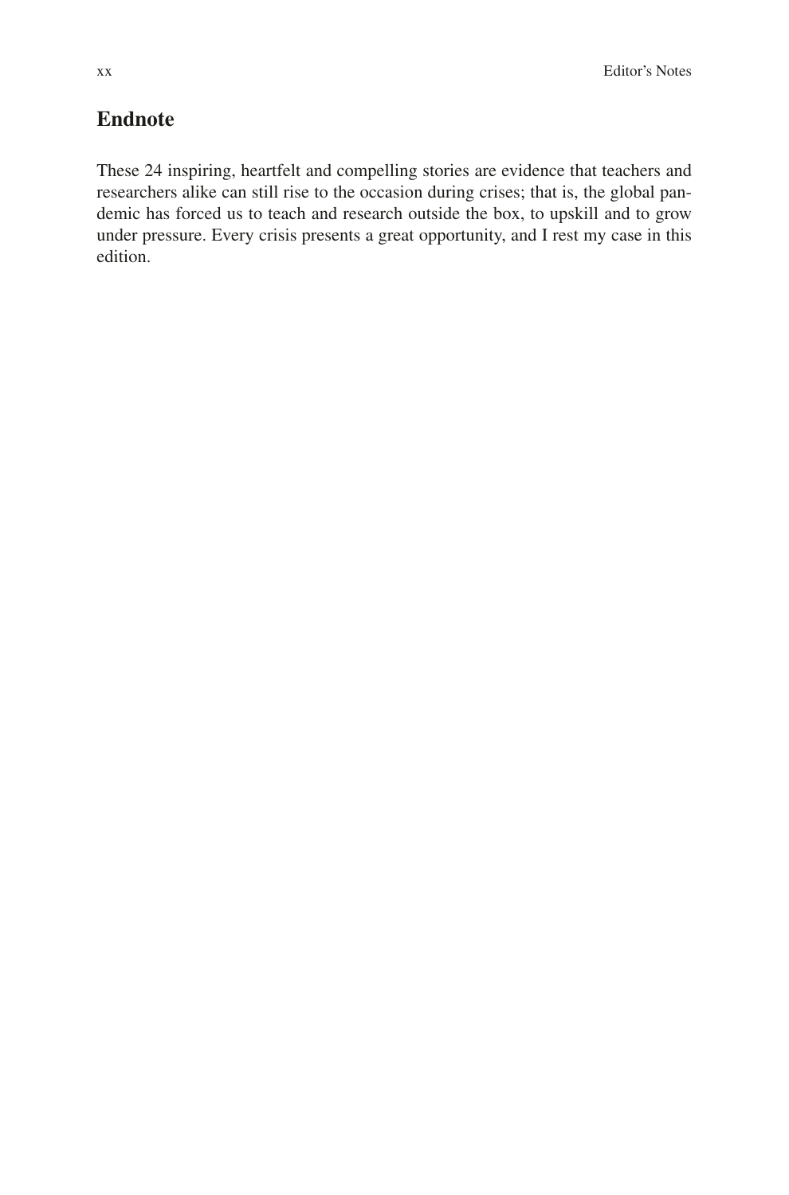## Endnote

These 24 inspiring, heartfelt and compelling stories are evidence that teachers and researchers alike can still rise to the occasion during crises; that is, the global pandemic has forced us to teach and research outside the box, to upskill and to grow under pressure. Every crisis presents a great opportunity, and I rest my case in this edition.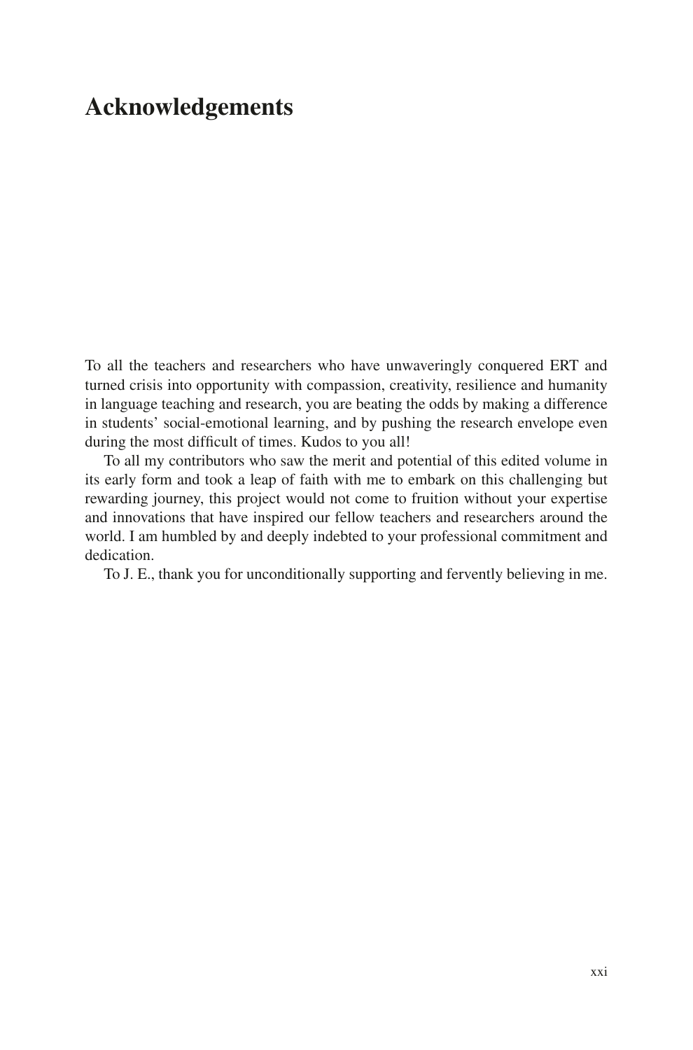# Acknowledgements

To all the teachers and researchers who have unwaveringly conquered ERT and turned crisis into opportunity with compassion, creativity, resilience and humanity in language teaching and research, you are beating the odds by making a difference in students' social-emotional learning, and by pushing the research envelope even during the most difficult of times. Kudos to you all!

To all my contributors who saw the merit and potential of this edited volume in its early form and took a leap of faith with me to embark on this challenging but rewarding journey, this project would not come to fruition without your expertise and innovations that have inspired our fellow teachers and researchers around the world. I am humbled by and deeply indebted to your professional commitment and dedication.

To J. E., thank you for unconditionally supporting and fervently believing in me.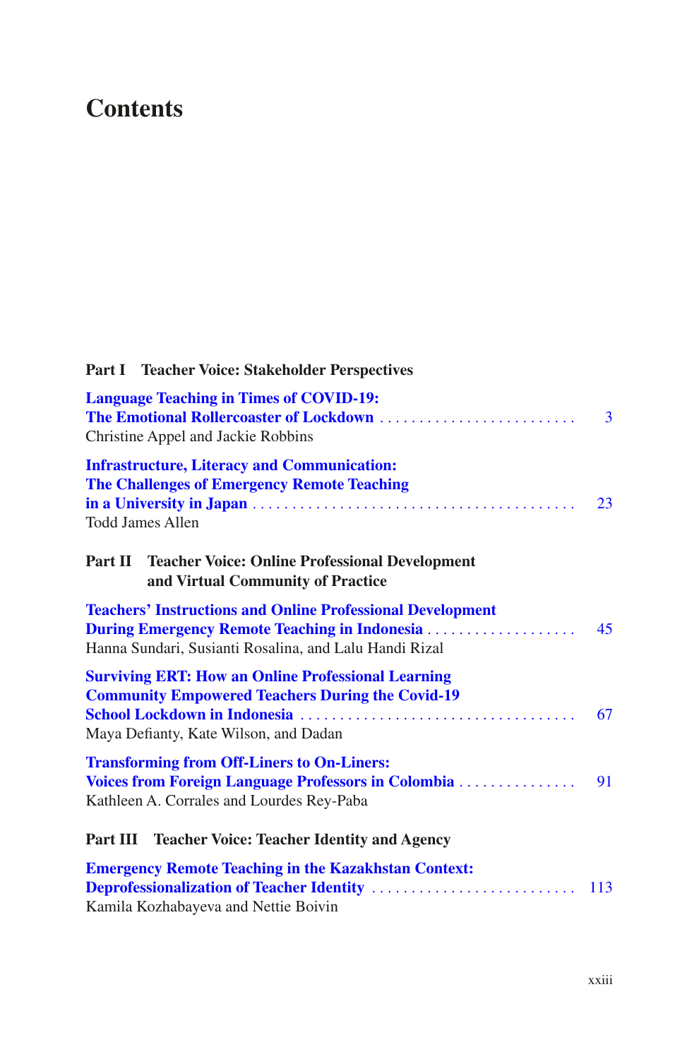# Contents

**Part I Teacher Voice: Stakeholder Perspectives**

**Language Teaching in Times of COVID-19: The Emotional Rollercoaster of Lockdown** . . . . . . . . . . . . . . . . . . . . . . . . . . 3
Christine Appel and Jackie Robbins

**Infrastructure, Literacy and Communication: The Challenges of Emergency Remote Teaching in a University in Japan** . . . . . . . . . . . . . . . . . . . . . . . . . . . . . . . . . . . . . . 23
Todd James Allen

**Part II Teacher Voice: Online Professional Development and Virtual Community of Practice**

**Teachers' Instructions and Online Professional Development During Emergency Remote Teaching in Indonesia** . . . . . . . . . . . . . . . . . . . . 45
Hanna Sundari, Susianti Rosalina, and Lalu Handi Rizal

**Surviving ERT: How an Online Professional Learning Community Empowered Teachers During the Covid-19 School Lockdown in Indonesia** . . . . . . . . . . . . . . . . . . . . . . . . . . . . . . . . . . . 67
Maya Defianty, Kate Wilson, and Dadan

**Transforming from Off-Liners to On-Liners: Voices from Foreign Language Professors in Colombia** . . . . . . . . . . . . . . . 91
Kathleen A. Corrales and Lourdes Rey-Paba

**Part III Teacher Voice: Teacher Identity and Agency**

**Emergency Remote Teaching in the Kazakhstan Context: Deprofessionalization of Teacher Identity** . . . . . . . . . . . . . . . . . . . . . . . . . . . 113
Kamila Kozhabayeva and Nettie Boivin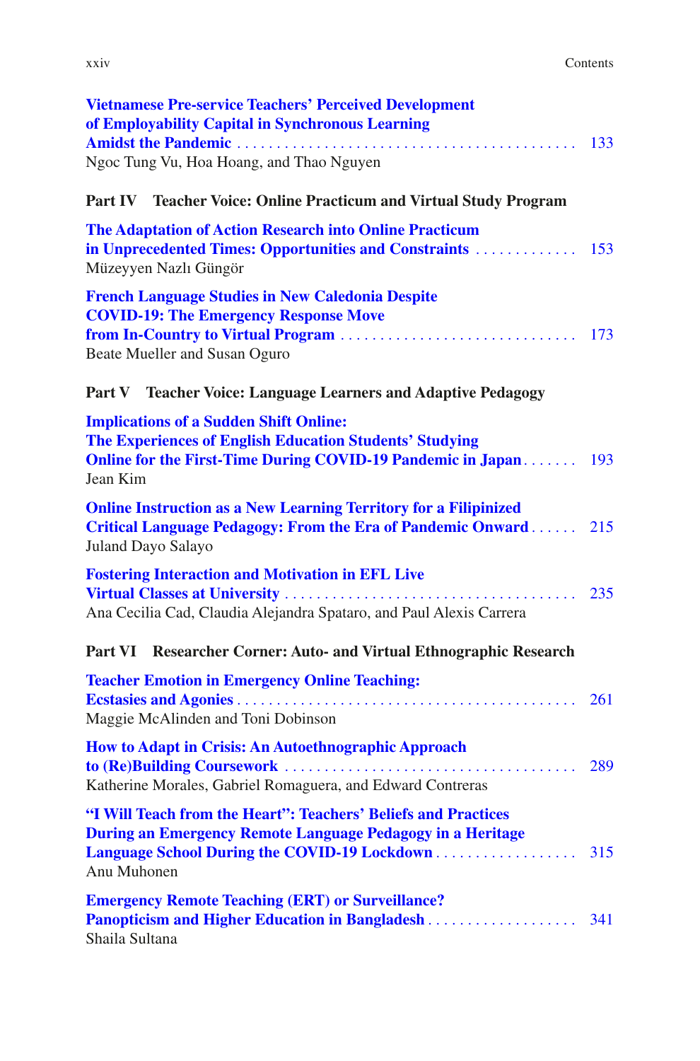**Vietnamese Pre-service Teachers' Perceived Development of Employability Capital in Synchronous Learning Amidst the Pandemic** . . . . . . . . . . . . . . . . . . . . . . . . . . . . . . . . . . . . . . . . . . 133
Ngoc Tung Vu, Hoa Hoang, and Thao Nguyen

## Part IV Teacher Voice: Online Practicum and Virtual Study Program

**The Adaptation of Action Research into Online Practicum in Unprecedented Times: Opportunities and Constraints** . . . . . . . . . . . . . 153
Müzeyyen Nazlı Güngör

**French Language Studies in New Caledonia Despite COVID-19: The Emergency Response Move from In-Country to Virtual Program** . . . . . . . . . . . . . . . . . . . . . . . . . . . . . . 173
Beate Mueller and Susan Oguro

## Part V Teacher Voice: Language Learners and Adaptive Pedagogy

**Implications of a Sudden Shift Online: The Experiences of English Education Students' Studying Online for the First-Time During COVID-19 Pandemic in Japan** . . . . . . . 193
Jean Kim

**Online Instruction as a New Learning Territory for a Filipinized Critical Language Pedagogy: From the Era of Pandemic Onward** . . . . . . 215
Juland Dayo Salayo

**Fostering Interaction and Motivation in EFL Live Virtual Classes at University** . . . . . . . . . . . . . . . . . . . . . . . . . . . . . . . . . . . . . 235
Ana Cecilia Cad, Claudia Alejandra Spataro, and Paul Alexis Carrera

## Part VI Researcher Corner: Auto- and Virtual Ethnographic Research

**Teacher Emotion in Emergency Online Teaching: Ecstasies and Agonies** . . . . . . . . . . . . . . . . . . . . . . . . . . . . . . . . . . . . . . . . . 261
Maggie McAlinden and Toni Dobinson

**How to Adapt in Crisis: An Autoethnographic Approach to (Re)Building Coursework** . . . . . . . . . . . . . . . . . . . . . . . . . . . . . . . . . . . . . 289
Katherine Morales, Gabriel Romaguera, and Edward Contreras

**"I Will Teach from the Heart": Teachers' Beliefs and Practices During an Emergency Remote Language Pedagogy in a Heritage Language School During the COVID-19 Lockdown** . . . . . . . . . . . . . . . . . . 315
Anu Muhonen

**Emergency Remote Teaching (ERT) or Surveillance? Panopticism and Higher Education in Bangladesh** . . . . . . . . . . . . . . . . . . . 341
Shaila Sultana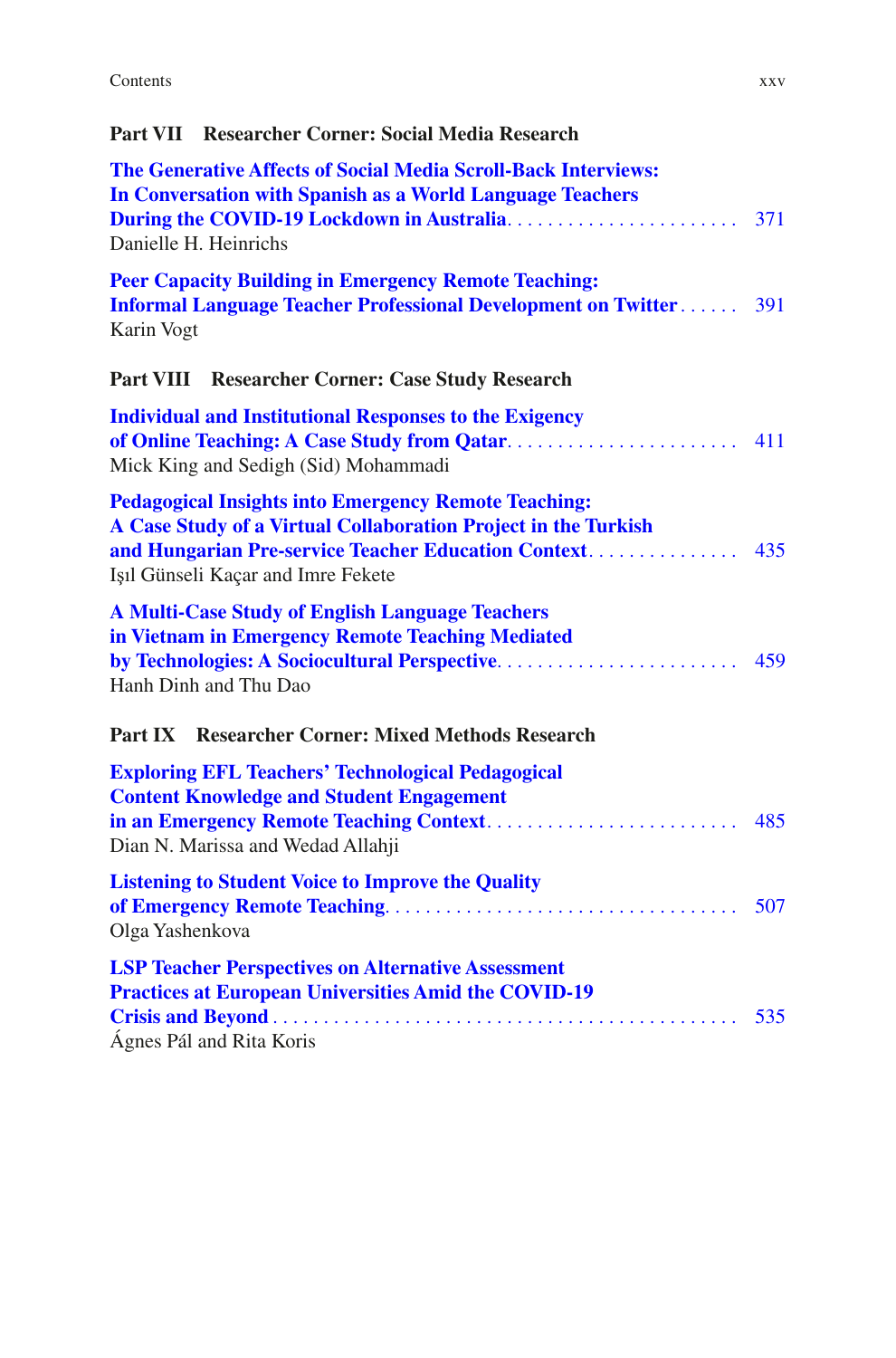## Part VII Researcher Corner: Social Media Research

**The Generative Affects of Social Media Scroll-Back Interviews: In Conversation with Spanish as a World Language Teachers During the COVID-19 Lockdown in Australia** . . . . . . . . . . . . . . . . . . . . . . . 371
Danielle H. Heinrichs

**Peer Capacity Building in Emergency Remote Teaching: Informal Language Teacher Professional Development on Twitter** . . . . . . 391
Karin Vogt

## Part VIII Researcher Corner: Case Study Research

**Individual and Institutional Responses to the Exigency of Online Teaching: A Case Study from Qatar** . . . . . . . . . . . . . . . . . . . . . . . 411
Mick King and Sedigh (Sid) Mohammadi

**Pedagogical Insights into Emergency Remote Teaching: A Case Study of a Virtual Collaboration Project in the Turkish and Hungarian Pre-service Teacher Education Context** . . . . . . . . . . . . . . . 435
Işıl Günseli Kaçar and Imre Fekete

**A Multi-Case Study of English Language Teachers in Vietnam in Emergency Remote Teaching Mediated by Technologies: A Sociocultural Perspective** . . . . . . . . . . . . . . . . . . . . . . . . 459
Hanh Dinh and Thu Dao

## Part IX Researcher Corner: Mixed Methods Research

**Exploring EFL Teachers' Technological Pedagogical Content Knowledge and Student Engagement in an Emergency Remote Teaching Context** . . . . . . . . . . . . . . . . . . . . . . . . . 485
Dian N. Marissa and Wedad Allahji

**Listening to Student Voice to Improve the Quality of Emergency Remote Teaching** . . . . . . . . . . . . . . . . . . . . . . . . . . . . . . . . . . 507
Olga Yashenkova

**LSP Teacher Perspectives on Alternative Assessment Practices at European Universities Amid the COVID-19 Crisis and Beyond** . . . . . . . . . . . . . . . . . . . . . . . . . . . . . . . . . . . . . . . . . . . . . . 535
Ágnes Pál and Rita Koris